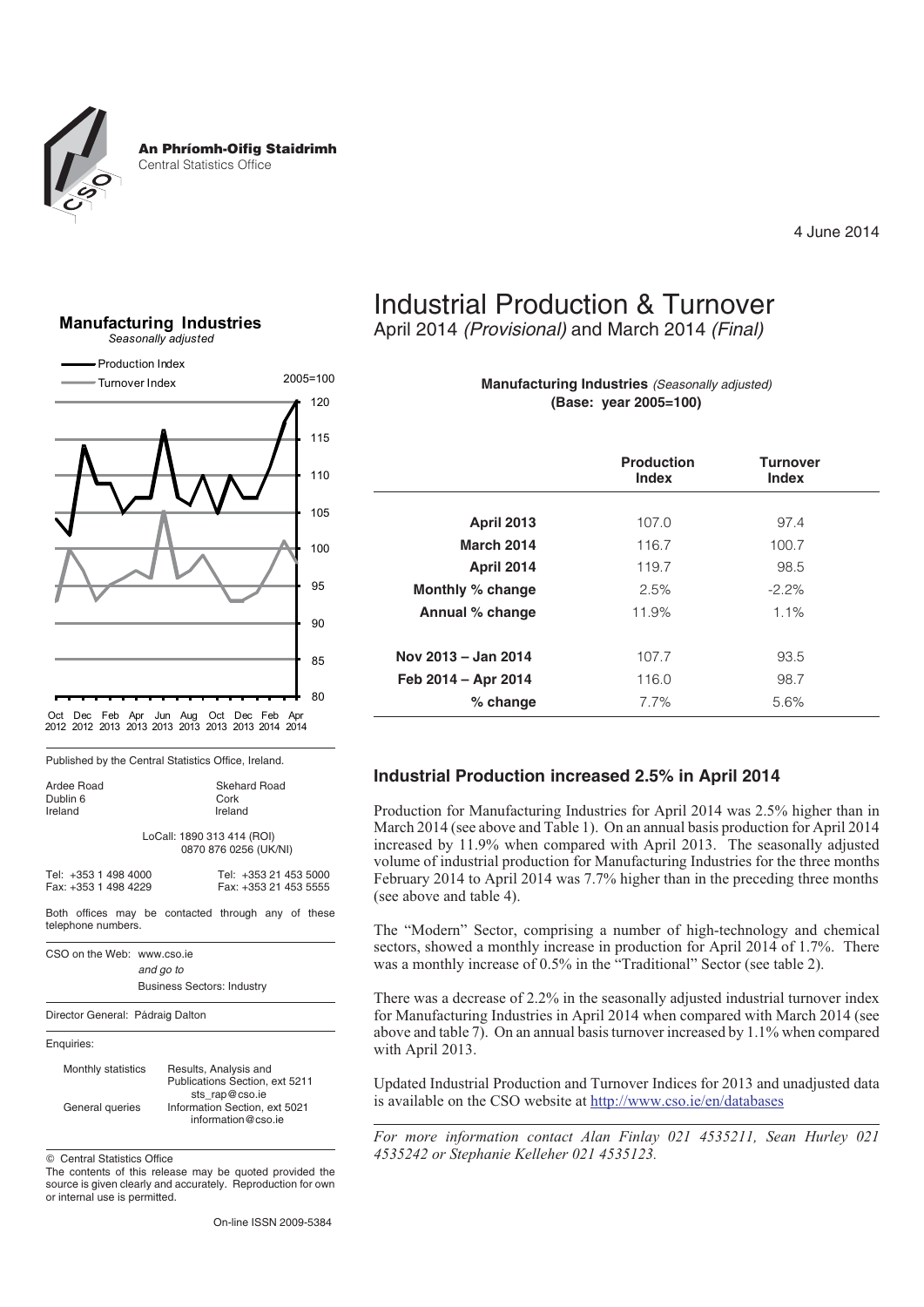An Phríomh-Oifig Staidrimh
Central Statistics Office

4 June 2014

# Industrial Production & Turnover

April 2014 *(Provisional)* and March 2014 *(Final)*

**Manufacturing Industries** *(Seasonally adjusted)*
**(Base: year 2005=100)**

| | Production Index | Turnover Index |
|---|---|---|
| **April 2013** | 107.0 | 97.4 |
| **March 2014** | 116.7 | 100.7 |
| **April 2014** | 119.7 | 98.5 |
| **Monthly % change** | 2.5% | -2.2% |
| **Annual % change** | 11.9% | 1.1% |
| | | |
| **Nov 2013 – Jan 2014** | 107.7 | 93.5 |
| **Feb 2014 – Apr 2014** | 116.0 | 98.7 |
| **% change** | 7.7% | 5.6% |

## Industrial Production increased 2.5% in April 2014

Production for Manufacturing Industries for April 2014 was 2.5% higher than in March 2014 (see above and Table 1). On an annual basis production for April 2014 increased by 11.9% when compared with April 2013. The seasonally adjusted volume of industrial production for Manufacturing Industries for the three months February 2014 to April 2014 was 7.7% higher than in the preceding three months (see above and table 4).

The "Modern" Sector, comprising a number of high-technology and chemical sectors, showed a monthly increase in production for April 2014 of 1.7%. There was a monthly increase of 0.5% in the "Traditional" Sector (see table 2).

There was a decrease of 2.2% in the seasonally adjusted industrial turnover index for Manufacturing Industries in April 2014 when compared with March 2014 (see above and table 7). On an annual basis turnover increased by 1.1% when compared with April 2013.

Updated Industrial Production and Turnover Indices for 2013 and unadjusted data is available on the CSO website at http://www.cso.ie/en/databases

*For more information contact Alan Finlay 021 4535211, Sean Hurley 021 4535242 or Stephanie Kelleher 021 4535123.*

**Manufacturing Industries**
*Seasonally adjusted*

Production Index
Turnover Index
2005=100

Published by the Central Statistics Office, Ireland.

Ardee Road
Dublin 6
Ireland

Skehard Road
Cork
Ireland

LoCall: 1890 313 414 (ROI)
0870 876 0256 (UK/NI)

Tel: +353 1 498 4000
Fax: +353 1 498 4229

Tel: +353 21 453 5000
Fax: +353 21 453 5555

Both offices may be contacted through any of these telephone numbers.

CSO on the Web: www.cso.ie
*and go to*
Business Sectors: Industry

Director General: Pádraig Dalton

Enquiries:

| | |
|---|---|
| Monthly statistics | Results, Analysis and Publications Section, ext 5211 sts_rap@cso.ie |
| General queries | Information Section, ext 5021 information@cso.ie |

© Central Statistics Office

The contents of this release may be quoted provided the source is given clearly and accurately. Reproduction for own or internal use is permitted.

On-line ISSN 2009-5384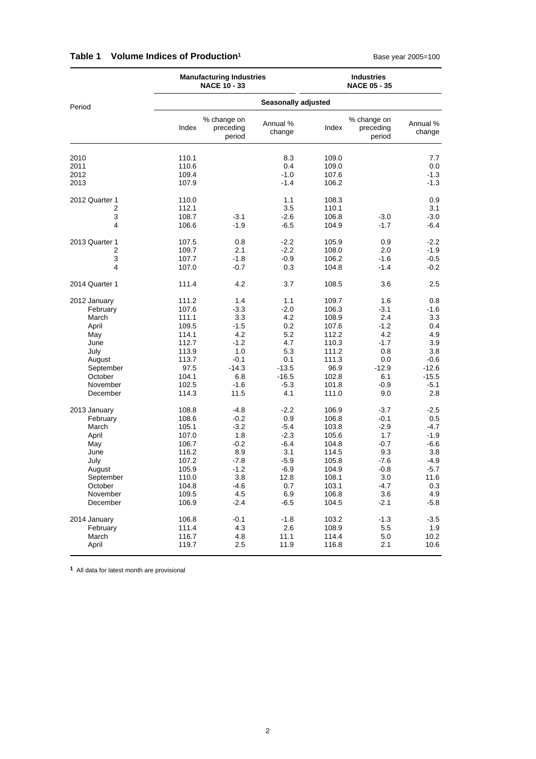## Table 1 Volume Indices of Production[1]

Base year 2005=100

| Period | Manufacturing Industries NACE 10 - 33 | | | Industries NACE 05 - 35 | | |
|---|---|---|---|---|---|---|
| | Seasonally adjusted | | | | | |
| | Index | % change on preceding period | Annual % change | Index | % change on preceding period | Annual % change |
| 2010 | 110.1 | | 8.3 | 109.0 | | 7.7 |
| 2011 | 110.6 | | 0.4 | 109.0 | | 0.0 |
| 2012 | 109.4 | | -1.0 | 107.6 | | -1.3 |
| 2013 | 107.9 | | -1.4 | 106.2 | | -1.3 |
| 2012 Quarter 1 | 110.0 | | 1.1 | 108.3 | | 0.9 |
| 2 | 112.1 | | 3.5 | 110.1 | | 3.1 |
| 3 | 108.7 | -3.1 | -2.6 | 106.8 | -3.0 | -3.0 |
| 4 | 106.6 | -1.9 | -6.5 | 104.9 | -1.7 | -6.4 |
| 2013 Quarter 1 | 107.5 | 0.8 | -2.2 | 105.9 | 0.9 | -2.2 |
| 2 | 109.7 | 2.1 | -2.2 | 108.0 | 2.0 | -1.9 |
| 3 | 107.7 | -1.8 | -0.9 | 106.2 | -1.6 | -0.5 |
| 4 | 107.0 | -0.7 | 0.3 | 104.8 | -1.4 | -0.2 |
| 2014 Quarter 1 | 111.4 | 4.2 | 3.7 | 108.5 | 3.6 | 2.5 |
| 2012 January | 111.2 | 1.4 | 1.1 | 109.7 | 1.6 | 0.8 |
| February | 107.6 | -3.3 | -2.0 | 106.3 | -3.1 | -1.6 |
| March | 111.1 | 3.3 | 4.2 | 108.9 | 2.4 | 3.3 |
| April | 109.5 | -1.5 | 0.2 | 107.6 | -1.2 | 0.4 |
| May | 114.1 | 4.2 | 5.2 | 112.2 | 4.2 | 4.9 |
| June | 112.7 | -1.2 | 4.7 | 110.3 | -1.7 | 3.9 |
| July | 113.9 | 1.0 | 5.3 | 111.2 | 0.8 | 3.8 |
| August | 113.7 | -0.1 | 0.1 | 111.3 | 0.0 | -0.6 |
| September | 97.5 | -14.3 | -13.5 | 96.9 | -12.9 | -12.6 |
| October | 104.1 | 6.8 | -16.5 | 102.8 | 6.1 | -15.5 |
| November | 102.5 | -1.6 | -5.3 | 101.8 | -0.9 | -5.1 |
| December | 114.3 | 11.5 | 4.1 | 111.0 | 9.0 | 2.8 |
| 2013 January | 108.8 | -4.8 | -2.2 | 106.9 | -3.7 | -2.5 |
| February | 108.6 | -0.2 | 0.9 | 106.8 | -0.1 | 0.5 |
| March | 105.1 | -3.2 | -5.4 | 103.8 | -2.9 | -4.7 |
| April | 107.0 | 1.8 | -2.3 | 105.6 | 1.7 | -1.9 |
| May | 106.7 | -0.2 | -6.4 | 104.8 | -0.7 | -6.6 |
| June | 116.2 | 8.9 | 3.1 | 114.5 | 9.3 | 3.8 |
| July | 107.2 | -7.8 | -5.9 | 105.8 | -7.6 | -4.9 |
| August | 105.9 | -1.2 | -6.9 | 104.9 | -0.8 | -5.7 |
| September | 110.0 | 3.8 | 12.8 | 108.1 | 3.0 | 11.6 |
| October | 104.8 | -4.6 | 0.7 | 103.1 | -4.7 | 0.3 |
| November | 109.5 | 4.5 | 6.9 | 106.8 | 3.6 | 4.9 |
| December | 106.9 | -2.4 | -6.5 | 104.5 | -2.1 | -5.8 |
| 2014 January | 106.8 | -0.1 | -1.8 | 103.2 | -1.3 | -3.5 |
| February | 111.4 | 4.3 | 2.6 | 108.9 | 5.5 | 1.9 |
| March | 116.7 | 4.8 | 11.1 | 114.4 | 5.0 | 10.2 |
| April | 119.7 | 2.5 | 11.9 | 116.8 | 2.1 | 10.6 |

[1] All data for latest month are provisional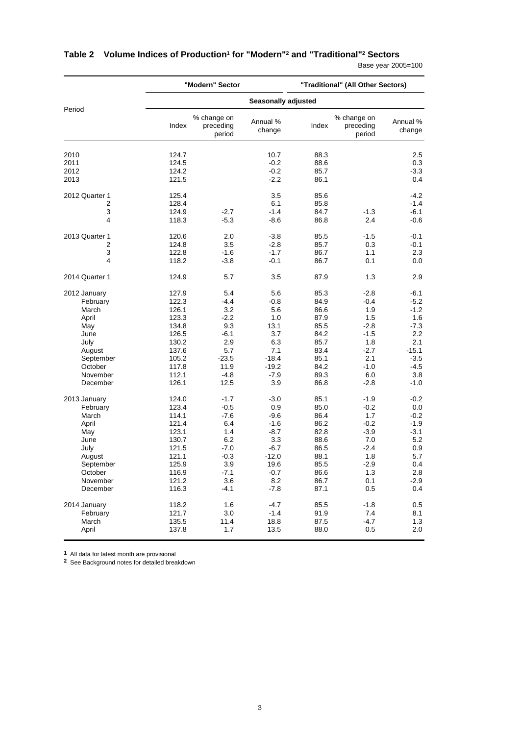## Table 2 Volume Indices of Production[1] for "Modern"[2] and "Traditional"[2] Sectors

Base year 2005=100

| Period | "Modern" Sector | | | "Traditional" (All Other Sectors) | | |
|---|---|---|---|---|---|---|
| | Seasonally adjusted | | | | | |
| | Index | % change on preceding period | Annual % change | Index | % change on preceding period | Annual % change |
| 2010 | 124.7 | | 10.7 | 88.3 | | 2.5 |
| 2011 | 124.5 | | -0.2 | 88.6 | | 0.3 |
| 2012 | 124.2 | | -0.2 | 85.7 | | -3.3 |
| 2013 | 121.5 | | -2.2 | 86.1 | | 0.4 |
| 2012 Quarter 1 | 125.4 | | 3.5 | 85.6 | | -4.2 |
| 2 | 128.4 | | 6.1 | 85.8 | | -1.4 |
| 3 | 124.9 | -2.7 | -1.4 | 84.7 | -1.3 | -6.1 |
| 4 | 118.3 | -5.3 | -8.6 | 86.8 | 2.4 | -0.6 |
| 2013 Quarter 1 | 120.6 | 2.0 | -3.8 | 85.5 | -1.5 | -0.1 |
| 2 | 124.8 | 3.5 | -2.8 | 85.7 | 0.3 | -0.1 |
| 3 | 122.8 | -1.6 | -1.7 | 86.7 | 1.1 | 2.3 |
| 4 | 118.2 | -3.8 | -0.1 | 86.7 | 0.1 | 0.0 |
| 2014 Quarter 1 | 124.9 | 5.7 | 3.5 | 87.9 | 1.3 | 2.9 |
| 2012 January | 127.9 | 5.4 | 5.6 | 85.3 | -2.8 | -6.1 |
| February | 122.3 | -4.4 | -0.8 | 84.9 | -0.4 | -5.2 |
| March | 126.1 | 3.2 | 5.6 | 86.6 | 1.9 | -1.2 |
| April | 123.3 | -2.2 | 1.0 | 87.9 | 1.5 | 1.6 |
| May | 134.8 | 9.3 | 13.1 | 85.5 | -2.8 | -7.3 |
| June | 126.5 | -6.1 | 3.7 | 84.2 | -1.5 | 2.2 |
| July | 130.2 | 2.9 | 6.3 | 85.7 | 1.8 | 2.1 |
| August | 137.6 | 5.7 | 7.1 | 83.4 | -2.7 | -15.1 |
| September | 105.2 | -23.5 | -18.4 | 85.1 | 2.1 | -3.5 |
| October | 117.8 | 11.9 | -19.2 | 84.2 | -1.0 | -4.5 |
| November | 112.1 | -4.8 | -7.9 | 89.3 | 6.0 | 3.8 |
| December | 126.1 | 12.5 | 3.9 | 86.8 | -2.8 | -1.0 |
| 2013 January | 124.0 | -1.7 | -3.0 | 85.1 | -1.9 | -0.2 |
| February | 123.4 | -0.5 | 0.9 | 85.0 | -0.2 | 0.0 |
| March | 114.1 | -7.6 | -9.6 | 86.4 | 1.7 | -0.2 |
| April | 121.4 | 6.4 | -1.6 | 86.2 | -0.2 | -1.9 |
| May | 123.1 | 1.4 | -8.7 | 82.8 | -3.9 | -3.1 |
| June | 130.7 | 6.2 | 3.3 | 88.6 | 7.0 | 5.2 |
| July | 121.5 | -7.0 | -6.7 | 86.5 | -2.4 | 0.9 |
| August | 121.1 | -0.3 | -12.0 | 88.1 | 1.8 | 5.7 |
| September | 125.9 | 3.9 | 19.6 | 85.5 | -2.9 | 0.4 |
| October | 116.9 | -7.1 | -0.7 | 86.6 | 1.3 | 2.8 |
| November | 121.2 | 3.6 | 8.2 | 86.7 | 0.1 | -2.9 |
| December | 116.3 | -4.1 | -7.8 | 87.1 | 0.5 | 0.4 |
| 2014 January | 118.2 | 1.6 | -4.7 | 85.5 | -1.8 | 0.5 |
| February | 121.7 | 3.0 | -1.4 | 91.9 | 7.4 | 8.1 |
| March | 135.5 | 11.4 | 18.8 | 87.5 | -4.7 | 1.3 |
| April | 137.8 | 1.7 | 13.5 | 88.0 | 0.5 | 2.0 |

[1] All data for latest month are provisional

[2] See Background notes for detailed breakdown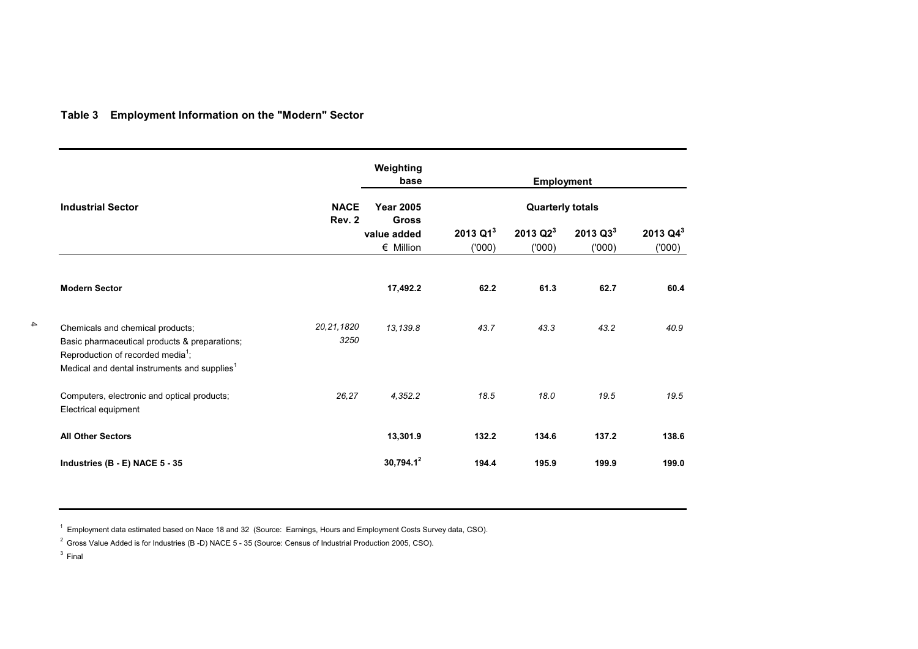## Table 3 Employment Information on the "Modern" Sector

| Industrial Sector | NACE Rev. 2 | Weighting base | Employment | | | |
|---|---|---|---|---|---|---|
| | | Year 2005 Gross value added | Quarterly totals | | | |
| | | € Million | 2013 Q1[3] ('000) | 2013 Q2[3] ('000) | 2013 Q3[3] ('000) | 2013 Q4[3] ('000) |
| **Modern Sector** | | **17,492.2** | **62.2** | **61.3** | **62.7** | **60.4** |
| Chemicals and chemical products; Basic pharmaceutical products & preparations; Reproduction of recorded media[1]; Medical and dental instruments and supplies[1] | *20,21,1820 3250* | *13,139.8* | *43.7* | *43.3* | *43.2* | *40.9* |
| Computers, electronic and optical products; Electrical equipment | *26,27* | *4,352.2* | *18.5* | *18.0* | *19.5* | *19.5* |
| **All Other Sectors** | | **13,301.9** | **132.2** | **134.6** | **137.2** | **138.6** |
| **Industries (B - E) NACE 5 - 35** | | **30,794.1[2]** | **194.4** | **195.9** | **199.9** | **199.0** |

[1] Employment data estimated based on Nace 18 and 32 (Source: Earnings, Hours and Employment Costs Survey data, CSO).

[2] Gross Value Added is for Industries (B -D) NACE 5 - 35 (Source: Census of Industrial Production 2005, CSO).

[3] Final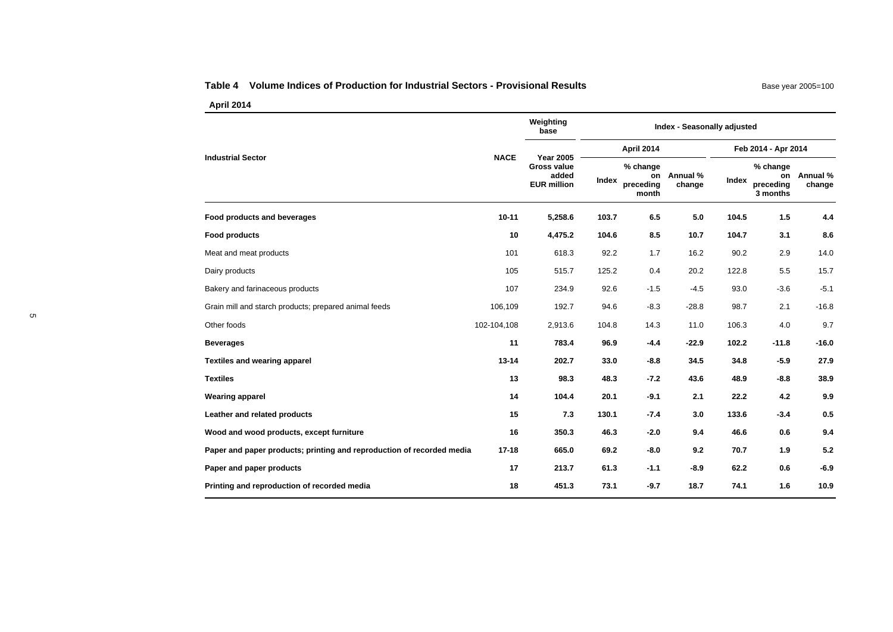**Table 4 Volume Indices of Production for Industrial Sectors - Provisional Results**

Base year 2005=100

**April 2014**

| Industrial Sector | NACE | Weighting base | Index - Seasonally adjusted | | | | | |
|---|---|---|---|---|---|---|---|---|
| | | Year 2005 | April 2014 | | | Feb 2014 - Apr 2014 | | |
| | | Gross value added EUR million | Index | % change on preceding month | Annual % change | Index | % change on preceding 3 months | Annual % change |
| **Food products and beverages** | **10-11** | **5,258.6** | **103.7** | **6.5** | **5.0** | **104.5** | **1.5** | **4.4** |
| **Food products** | **10** | **4,475.2** | **104.6** | **8.5** | **10.7** | **104.7** | **3.1** | **8.6** |
| Meat and meat products | 101 | 618.3 | 92.2 | 1.7 | 16.2 | 90.2 | 2.9 | 14.0 |
| Dairy products | 105 | 515.7 | 125.2 | 0.4 | 20.2 | 122.8 | 5.5 | 15.7 |
| Bakery and farinaceous products | 107 | 234.9 | 92.6 | -1.5 | -4.5 | 93.0 | -3.6 | -5.1 |
| Grain mill and starch products; prepared animal feeds | 106,109 | 192.7 | 94.6 | -8.3 | -28.8 | 98.7 | 2.1 | -16.8 |
| Other foods | 102-104,108 | 2,913.6 | 104.8 | 14.3 | 11.0 | 106.3 | 4.0 | 9.7 |
| **Beverages** | **11** | **783.4** | **96.9** | **-4.4** | **-22.9** | **102.2** | **-11.8** | **-16.0** |
| **Textiles and wearing apparel** | **13-14** | **202.7** | **33.0** | **-8.8** | **34.5** | **34.8** | **-5.9** | **27.9** |
| **Textiles** | **13** | **98.3** | **48.3** | **-7.2** | **43.6** | **48.9** | **-8.8** | **38.9** |
| **Wearing apparel** | **14** | **104.4** | **20.1** | **-9.1** | **2.1** | **22.2** | **4.2** | **9.9** |
| **Leather and related products** | **15** | **7.3** | **130.1** | **-7.4** | **3.0** | **133.6** | **-3.4** | **0.5** |
| **Wood and wood products, except furniture** | **16** | **350.3** | **46.3** | **-2.0** | **9.4** | **46.6** | **0.6** | **9.4** |
| **Paper and paper products; printing and reproduction of recorded media** | **17-18** | **665.0** | **69.2** | **-8.0** | **9.2** | **70.7** | **1.9** | **5.2** |
| **Paper and paper products** | **17** | **213.7** | **61.3** | **-1.1** | **-8.9** | **62.2** | **0.6** | **-6.9** |
| **Printing and reproduction of recorded media** | **18** | **451.3** | **73.1** | **-9.7** | **18.7** | **74.1** | **1.6** | **10.9** |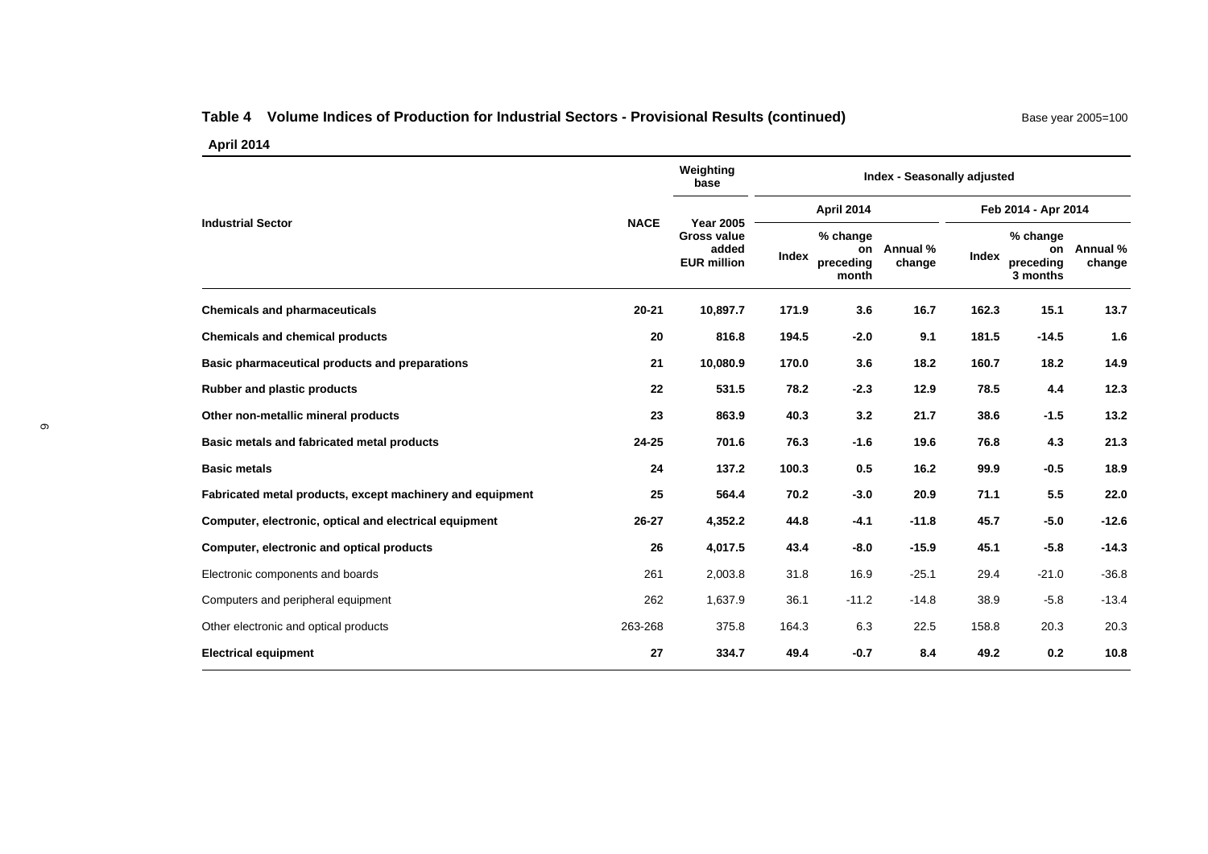**Table 4 Volume Indices of Production for Industrial Sectors - Provisional Results (continued)**

Base year 2005=100

**April 2014**

| Industrial Sector | NACE | Weighting base | Index - Seasonally adjusted | | | | | |
|---|---|---|---|---|---|---|---|---|
| | | | April 2014 | | | Feb 2014 - Apr 2014 | | |
| | | Year 2005 Gross value added EUR million | Index | % change on preceding month | Annual % change | Index | % change on preceding 3 months | Annual % change |
| **Chemicals and pharmaceuticals** | **20-21** | **10,897.7** | **171.9** | **3.6** | **16.7** | **162.3** | **15.1** | **13.7** |
| **Chemicals and chemical products** | **20** | **816.8** | **194.5** | **-2.0** | **9.1** | **181.5** | **-14.5** | **1.6** |
| **Basic pharmaceutical products and preparations** | **21** | **10,080.9** | **170.0** | **3.6** | **18.2** | **160.7** | **18.2** | **14.9** |
| **Rubber and plastic products** | **22** | **531.5** | **78.2** | **-2.3** | **12.9** | **78.5** | **4.4** | **12.3** |
| **Other non-metallic mineral products** | **23** | **863.9** | **40.3** | **3.2** | **21.7** | **38.6** | **-1.5** | **13.2** |
| **Basic metals and fabricated metal products** | **24-25** | **701.6** | **76.3** | **-1.6** | **19.6** | **76.8** | **4.3** | **21.3** |
| **Basic metals** | **24** | **137.2** | **100.3** | **0.5** | **16.2** | **99.9** | **-0.5** | **18.9** |
| **Fabricated metal products, except machinery and equipment** | **25** | **564.4** | **70.2** | **-3.0** | **20.9** | **71.1** | **5.5** | **22.0** |
| **Computer, electronic, optical and electrical equipment** | **26-27** | **4,352.2** | **44.8** | **-4.1** | **-11.8** | **45.7** | **-5.0** | **-12.6** |
| **Computer, electronic and optical products** | **26** | **4,017.5** | **43.4** | **-8.0** | **-15.9** | **45.1** | **-5.8** | **-14.3** |
| Electronic components and boards | 261 | 2,003.8 | 31.8 | 16.9 | -25.1 | 29.4 | -21.0 | -36.8 |
| Computers and peripheral equipment | 262 | 1,637.9 | 36.1 | -11.2 | -14.8 | 38.9 | -5.8 | -13.4 |
| Other electronic and optical products | 263-268 | 375.8 | 164.3 | 6.3 | 22.5 | 158.8 | 20.3 | 20.3 |
| **Electrical equipment** | **27** | **334.7** | **49.4** | **-0.7** | **8.4** | **49.2** | **0.2** | **10.8** |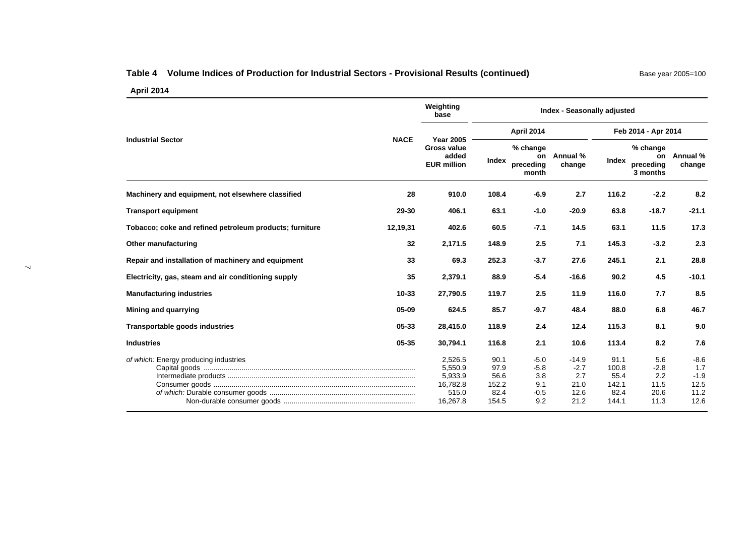### Table 4 Volume Indices of Production for Industrial Sectors - Provisional Results (continued)

Base year 2005=100

**April 2014**

| Industrial Sector | NACE | Weighting base | Index - Seasonally adjusted | | | | | |
|---|---|---|---|---|---|---|---|---|
| | | Year 2005 Gross value added EUR million | April 2014 | | | Feb 2014 - Apr 2014 | | |
| | | | Index | % change on preceding month | Annual % change | Index | % change on preceding 3 months | Annual % change |
| **Machinery and equipment, not elsewhere classified** | **28** | **910.0** | **108.4** | **-6.9** | **2.7** | **116.2** | **-2.2** | **8.2** |
| **Transport equipment** | **29-30** | **406.1** | **63.1** | **-1.0** | **-20.9** | **63.8** | **-18.7** | **-21.1** |
| **Tobacco; coke and refined petroleum products; furniture** | **12,19,31** | **402.6** | **60.5** | **-7.1** | **14.5** | **63.1** | **11.5** | **17.3** |
| **Other manufacturing** | **32** | **2,171.5** | **148.9** | **2.5** | **7.1** | **145.3** | **-3.2** | **2.3** |
| **Repair and installation of machinery and equipment** | **33** | **69.3** | **252.3** | **-3.7** | **27.6** | **245.1** | **2.1** | **28.8** |
| **Electricity, gas, steam and air conditioning supply** | **35** | **2,379.1** | **88.9** | **-5.4** | **-16.6** | **90.2** | **4.5** | **-10.1** |
| **Manufacturing industries** | **10-33** | **27,790.5** | **119.7** | **2.5** | **11.9** | **116.0** | **7.7** | **8.5** |
| **Mining and quarrying** | **05-09** | **624.5** | **85.7** | **-9.7** | **48.4** | **88.0** | **6.8** | **46.7** |
| **Transportable goods industries** | **05-33** | **28,415.0** | **118.9** | **2.4** | **12.4** | **115.3** | **8.1** | **9.0** |
| **Industries** | **05-35** | **30,794.1** | **116.8** | **2.1** | **10.6** | **113.4** | **8.2** | **7.6** |
| *of which:* Energy producing industries | | 2,526.5 | 90.1 | -5.0 | -14.9 | 91.1 | 5.6 | -8.6 |
| Capital goods | | 5,550.9 | 97.9 | -5.8 | -2.7 | 100.8 | -2.8 | 1.7 |
| Intermediate products | | 5,933.9 | 56.6 | 3.8 | 2.7 | 55.4 | 2.2 | -1.9 |
| Consumer goods | | 16,782.8 | 152.2 | 9.1 | 21.0 | 142.1 | 11.5 | 12.5 |
| *of which:* Durable consumer goods | | 515.0 | 82.4 | -0.5 | 12.6 | 82.4 | 20.6 | 11.2 |
| Non-durable consumer goods | | 16,267.8 | 154.5 | 9.2 | 21.2 | 144.1 | 11.3 | 12.6 |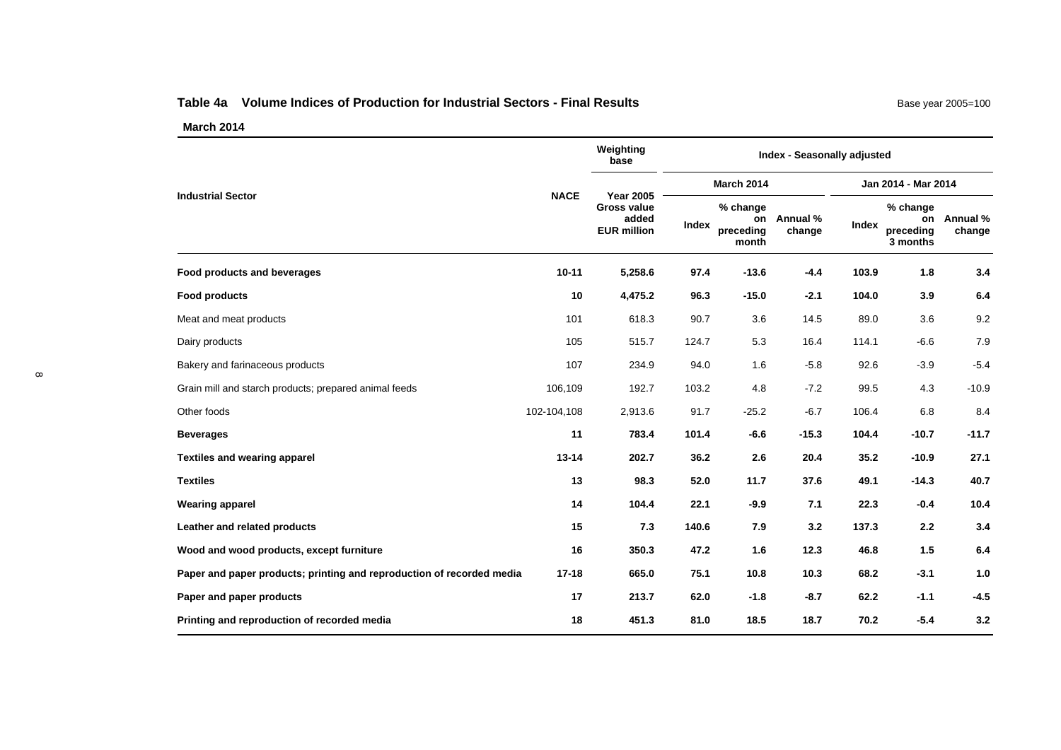### Table 4a Volume Indices of Production for Industrial Sectors - Final Results

Base year 2005=100

**March 2014**

| Industrial Sector | NACE | Weighting base | Index - Seasonally adjusted | | | | | |
|---|---|---|---|---|---|---|---|---|
| | | | March 2014 | | | Jan 2014 - Mar 2014 | | |
| | | Year 2005 Gross value added EUR million | Index | % change on preceding month | Annual % change | Index | % change on preceding 3 months | Annual % change |
| **Food products and beverages** | **10-11** | **5,258.6** | **97.4** | **-13.6** | **-4.4** | **103.9** | **1.8** | **3.4** |
| **Food products** | **10** | **4,475.2** | **96.3** | **-15.0** | **-2.1** | **104.0** | **3.9** | **6.4** |
| Meat and meat products | 101 | 618.3 | 90.7 | 3.6 | 14.5 | 89.0 | 3.6 | 9.2 |
| Dairy products | 105 | 515.7 | 124.7 | 5.3 | 16.4 | 114.1 | -6.6 | 7.9 |
| Bakery and farinaceous products | 107 | 234.9 | 94.0 | 1.6 | -5.8 | 92.6 | -3.9 | -5.4 |
| Grain mill and starch products; prepared animal feeds | 106,109 | 192.7 | 103.2 | 4.8 | -7.2 | 99.5 | 4.3 | -10.9 |
| Other foods | 102-104,108 | 2,913.6 | 91.7 | -25.2 | -6.7 | 106.4 | 6.8 | 8.4 |
| **Beverages** | **11** | **783.4** | **101.4** | **-6.6** | **-15.3** | **104.4** | **-10.7** | **-11.7** |
| **Textiles and wearing apparel** | **13-14** | **202.7** | **36.2** | **2.6** | **20.4** | **35.2** | **-10.9** | **27.1** |
| **Textiles** | **13** | **98.3** | **52.0** | **11.7** | **37.6** | **49.1** | **-14.3** | **40.7** |
| **Wearing apparel** | **14** | **104.4** | **22.1** | **-9.9** | **7.1** | **22.3** | **-0.4** | **10.4** |
| **Leather and related products** | **15** | **7.3** | **140.6** | **7.9** | **3.2** | **137.3** | **2.2** | **3.4** |
| **Wood and wood products, except furniture** | **16** | **350.3** | **47.2** | **1.6** | **12.3** | **46.8** | **1.5** | **6.4** |
| **Paper and paper products; printing and reproduction of recorded media** | **17-18** | **665.0** | **75.1** | **10.8** | **10.3** | **68.2** | **-3.1** | **1.0** |
| **Paper and paper products** | **17** | **213.7** | **62.0** | **-1.8** | **-8.7** | **62.2** | **-1.1** | **-4.5** |
| **Printing and reproduction of recorded media** | **18** | **451.3** | **81.0** | **18.5** | **18.7** | **70.2** | **-5.4** | **3.2** |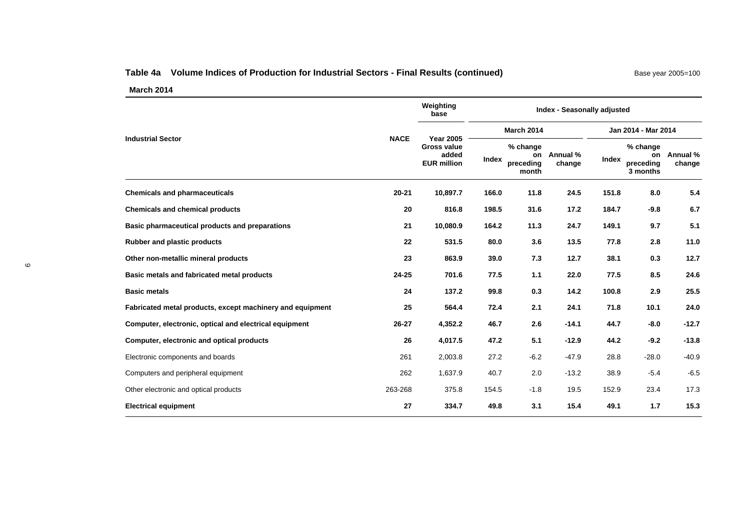## Table 4a Volume Indices of Production for Industrial Sectors - Final Results (continued)

Base year 2005=100

**March 2014**

| Industrial Sector | NACE | Weighting base | Index - Seasonally adjusted | | | | | |
|---|---|---|---|---|---|---|---|---|
| | | | March 2014 | | | Jan 2014 - Mar 2014 | | |
| | | Year 2005 Gross value added EUR million | Index | % change on preceding month | Annual % change | Index | % change on preceding 3 months | Annual % change |
| **Chemicals and pharmaceuticals** | **20-21** | **10,897.7** | **166.0** | **11.8** | **24.5** | **151.8** | **8.0** | **5.4** |
| **Chemicals and chemical products** | **20** | **816.8** | **198.5** | **31.6** | **17.2** | **184.7** | **-9.8** | **6.7** |
| **Basic pharmaceutical products and preparations** | **21** | **10,080.9** | **164.2** | **11.3** | **24.7** | **149.1** | **9.7** | **5.1** |
| **Rubber and plastic products** | **22** | **531.5** | **80.0** | **3.6** | **13.5** | **77.8** | **2.8** | **11.0** |
| **Other non-metallic mineral products** | **23** | **863.9** | **39.0** | **7.3** | **12.7** | **38.1** | **0.3** | **12.7** |
| **Basic metals and fabricated metal products** | **24-25** | **701.6** | **77.5** | **1.1** | **22.0** | **77.5** | **8.5** | **24.6** |
| **Basic metals** | **24** | **137.2** | **99.8** | **0.3** | **14.2** | **100.8** | **2.9** | **25.5** |
| **Fabricated metal products, except machinery and equipment** | **25** | **564.4** | **72.4** | **2.1** | **24.1** | **71.8** | **10.1** | **24.0** |
| **Computer, electronic, optical and electrical equipment** | **26-27** | **4,352.2** | **46.7** | **2.6** | **-14.1** | **44.7** | **-8.0** | **-12.7** |
| **Computer, electronic and optical products** | **26** | **4,017.5** | **47.2** | **5.1** | **-12.9** | **44.2** | **-9.2** | **-13.8** |
| Electronic components and boards | 261 | 2,003.8 | 27.2 | -6.2 | -47.9 | 28.8 | -28.0 | -40.9 |
| Computers and peripheral equipment | 262 | 1,637.9 | 40.7 | 2.0 | -13.2 | 38.9 | -5.4 | -6.5 |
| Other electronic and optical products | 263-268 | 375.8 | 154.5 | -1.8 | 19.5 | 152.9 | 23.4 | 17.3 |
| **Electrical equipment** | **27** | **334.7** | **49.8** | **3.1** | **15.4** | **49.1** | **1.7** | **15.3** |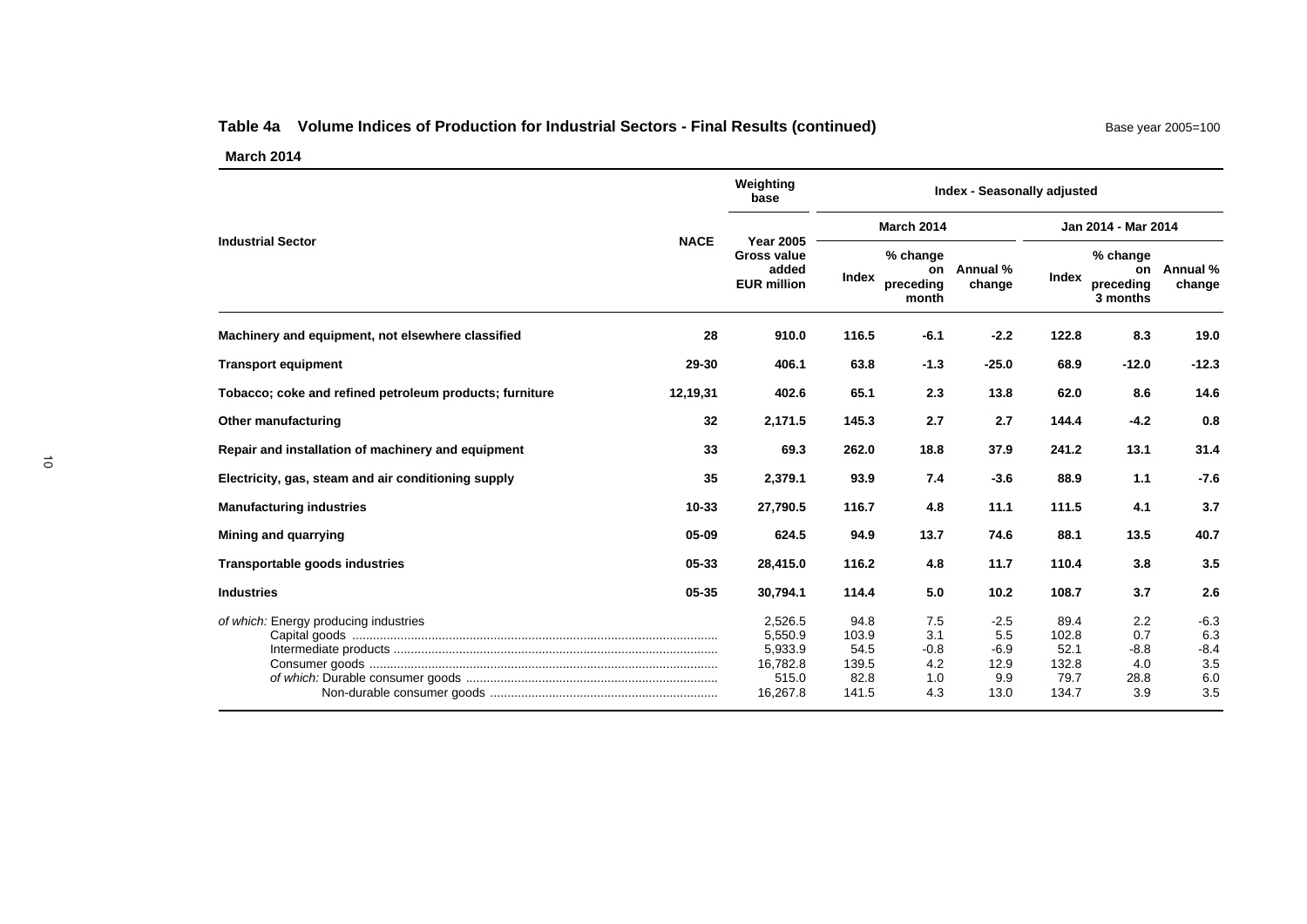## Table 4a Volume Indices of Production for Industrial Sectors - Final Results (continued)

Base year 2005=100

**March 2014**

| Industrial Sector | NACE | Weighting base: Year 2005 Gross value added EUR million | Index - Seasonally adjusted: March 2014: Index | March 2014: % change on preceding month | March 2014: Annual % change | Jan 2014 - Mar 2014: Index | Jan 2014 - Mar 2014: % change on preceding 3 months | Jan 2014 - Mar 2014: Annual % change |
|---|---|---|---|---|---|---|---|---|
| **Machinery and equipment, not elsewhere classified** | **28** | **910.0** | **116.5** | **-6.1** | **-2.2** | **122.8** | **8.3** | **19.0** |
| **Transport equipment** | **29-30** | **406.1** | **63.8** | **-1.3** | **-25.0** | **68.9** | **-12.0** | **-12.3** |
| **Tobacco; coke and refined petroleum products; furniture** | **12,19,31** | **402.6** | **65.1** | **2.3** | **13.8** | **62.0** | **8.6** | **14.6** |
| **Other manufacturing** | **32** | **2,171.5** | **145.3** | **2.7** | **2.7** | **144.4** | **-4.2** | **0.8** |
| **Repair and installation of machinery and equipment** | **33** | **69.3** | **262.0** | **18.8** | **37.9** | **241.2** | **13.1** | **31.4** |
| **Electricity, gas, steam and air conditioning supply** | **35** | **2,379.1** | **93.9** | **7.4** | **-3.6** | **88.9** | **1.1** | **-7.6** |
| **Manufacturing industries** | **10-33** | **27,790.5** | **116.7** | **4.8** | **11.1** | **111.5** | **4.1** | **3.7** |
| **Mining and quarrying** | **05-09** | **624.5** | **94.9** | **13.7** | **74.6** | **88.1** | **13.5** | **40.7** |
| **Transportable goods industries** | **05-33** | **28,415.0** | **116.2** | **4.8** | **11.7** | **110.4** | **3.8** | **3.5** |
| **Industries** | **05-35** | **30,794.1** | **114.4** | **5.0** | **10.2** | **108.7** | **3.7** | **2.6** |
| *of which:* Energy producing industries | | 2,526.5 | 94.8 | 7.5 | -2.5 | 89.4 | 2.2 | -6.3 |
| Capital goods | | 5,550.9 | 103.9 | 3.1 | 5.5 | 102.8 | 0.7 | 6.3 |
| Intermediate products | | 5,933.9 | 54.5 | -0.8 | -6.9 | 52.1 | -8.8 | -8.4 |
| Consumer goods | | 16,782.8 | 139.5 | 4.2 | 12.9 | 132.8 | 4.0 | 3.5 |
| *of which:* Durable consumer goods | | 515.0 | 82.8 | 1.0 | 9.9 | 79.7 | 28.8 | 6.0 |
| Non-durable consumer goods | | 16,267.8 | 141.5 | 4.3 | 13.0 | 134.7 | 3.9 | 3.5 |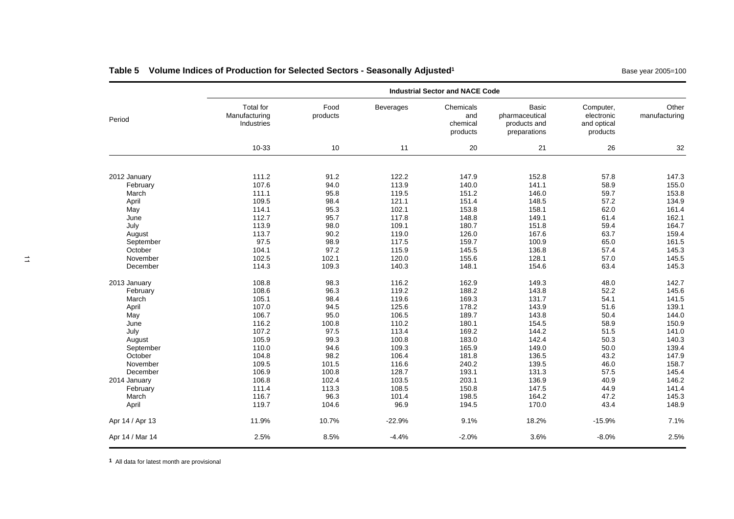## Table 5 Volume Indices of Production for Selected Sectors - Seasonally Adjusted[1]

Base year 2005=100

| Period | Industrial Sector and NACE Code | | | | | | |
|---|---|---|---|---|---|---|---|
| | Total for Manufacturing Industries | Food products | Beverages | Chemicals and chemical products | Basic pharmaceutical products and preparations | Computer, electronic and optical products | Other manufacturing |
| | 10-33 | 10 | 11 | 20 | 21 | 26 | 32 |
| 2012 January | 111.2 | 91.2 | 122.2 | 147.9 | 152.8 | 57.8 | 147.3 |
| February | 107.6 | 94.0 | 113.9 | 140.0 | 141.1 | 58.9 | 155.0 |
| March | 111.1 | 95.8 | 119.5 | 151.2 | 146.0 | 59.7 | 153.8 |
| April | 109.5 | 98.4 | 121.1 | 151.4 | 148.5 | 57.2 | 134.9 |
| May | 114.1 | 95.3 | 102.1 | 153.8 | 158.1 | 62.0 | 161.4 |
| June | 112.7 | 95.7 | 117.8 | 148.8 | 149.1 | 61.4 | 162.1 |
| July | 113.9 | 98.0 | 109.1 | 180.7 | 151.8 | 59.4 | 164.7 |
| August | 113.7 | 90.2 | 119.0 | 126.0 | 167.6 | 63.7 | 159.4 |
| September | 97.5 | 98.9 | 117.5 | 159.7 | 100.9 | 65.0 | 161.5 |
| October | 104.1 | 97.2 | 115.9 | 145.5 | 136.8 | 57.4 | 145.3 |
| November | 102.5 | 102.1 | 120.0 | 155.6 | 128.1 | 57.0 | 145.5 |
| December | 114.3 | 109.3 | 140.3 | 148.1 | 154.6 | 63.4 | 145.3 |
| 2013 January | 108.8 | 98.3 | 116.2 | 162.9 | 149.3 | 48.0 | 142.7 |
| February | 108.6 | 96.3 | 119.2 | 188.2 | 143.8 | 52.2 | 145.6 |
| March | 105.1 | 98.4 | 119.6 | 169.3 | 131.7 | 54.1 | 141.5 |
| April | 107.0 | 94.5 | 125.6 | 178.2 | 143.9 | 51.6 | 139.1 |
| May | 106.7 | 95.0 | 106.5 | 189.7 | 143.8 | 50.4 | 144.0 |
| June | 116.2 | 100.8 | 110.2 | 180.1 | 154.5 | 58.9 | 150.9 |
| July | 107.2 | 97.5 | 113.4 | 169.2 | 144.2 | 51.5 | 141.0 |
| August | 105.9 | 99.3 | 100.8 | 183.0 | 142.4 | 50.3 | 140.3 |
| September | 110.0 | 94.6 | 109.3 | 165.9 | 149.0 | 50.0 | 139.4 |
| October | 104.8 | 98.2 | 106.4 | 181.8 | 136.5 | 43.2 | 147.9 |
| November | 109.5 | 101.5 | 116.6 | 240.2 | 139.5 | 46.0 | 158.7 |
| December | 106.9 | 100.8 | 128.7 | 193.1 | 131.3 | 57.5 | 145.4 |
| 2014 January | 106.8 | 102.4 | 103.5 | 203.1 | 136.9 | 40.9 | 146.2 |
| February | 111.4 | 113.3 | 108.5 | 150.8 | 147.5 | 44.9 | 141.4 |
| March | 116.7 | 96.3 | 101.4 | 198.5 | 164.2 | 47.2 | 145.3 |
| April | 119.7 | 104.6 | 96.9 | 194.5 | 170.0 | 43.4 | 148.9 |
| Apr 14 / Apr 13 | 11.9% | 10.7% | -22.9% | 9.1% | 18.2% | -15.9% | 7.1% |
| Apr 14 / Mar 14 | 2.5% | 8.5% | -4.4% | -2.0% | 3.6% | -8.0% | 2.5% |

[1] All data for latest month are provisional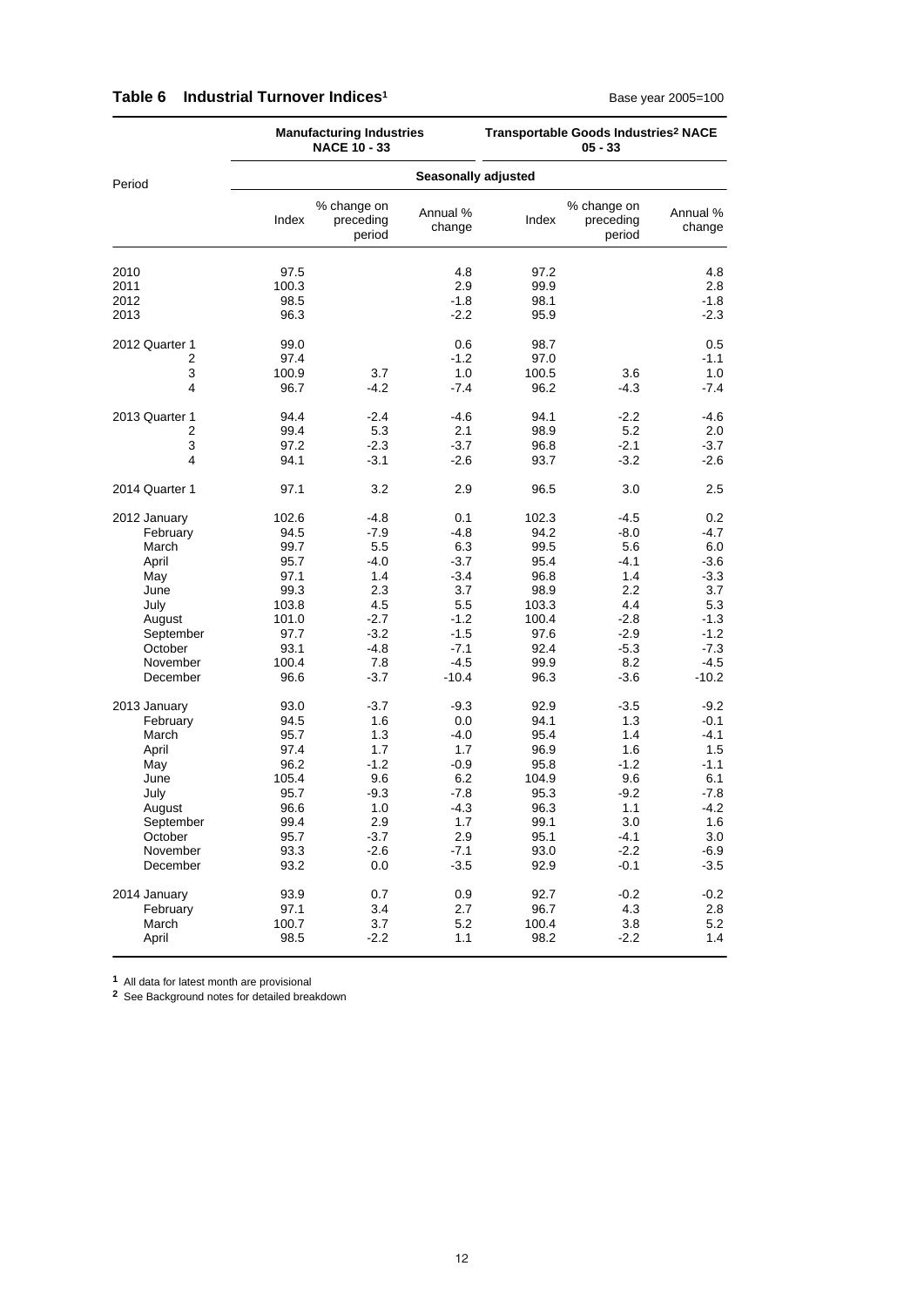## Table 6 Industrial Turnover Indices[1]

Base year 2005=100

| Period | Manufacturing Industries NACE 10 - 33 | | | Transportable Goods Industries[2] NACE 05 - 33 | | |
|---|---|---|---|---|---|---|
| | Seasonally adjusted | | | | | |
| | Index | % change on preceding period | Annual % change | Index | % change on preceding period | Annual % change |
| 2010 | 97.5 | | 4.8 | 97.2 | | 4.8 |
| 2011 | 100.3 | | 2.9 | 99.9 | | 2.8 |
| 2012 | 98.5 | | -1.8 | 98.1 | | -1.8 |
| 2013 | 96.3 | | -2.2 | 95.9 | | -2.3 |
| 2012 Quarter 1 | 99.0 | | 0.6 | 98.7 | | 0.5 |
| 2 | 97.4 | | -1.2 | 97.0 | | -1.1 |
| 3 | 100.9 | 3.7 | 1.0 | 100.5 | 3.6 | 1.0 |
| 4 | 96.7 | -4.2 | -7.4 | 96.2 | -4.3 | -7.4 |
| 2013 Quarter 1 | 94.4 | -2.4 | -4.6 | 94.1 | -2.2 | -4.6 |
| 2 | 99.4 | 5.3 | 2.1 | 98.9 | 5.2 | 2.0 |
| 3 | 97.2 | -2.3 | -3.7 | 96.8 | -2.1 | -3.7 |
| 4 | 94.1 | -3.1 | -2.6 | 93.7 | -3.2 | -2.6 |
| 2014 Quarter 1 | 97.1 | 3.2 | 2.9 | 96.5 | 3.0 | 2.5 |
| 2012 January | 102.6 | -4.8 | 0.1 | 102.3 | -4.5 | 0.2 |
| February | 94.5 | -7.9 | -4.8 | 94.2 | -8.0 | -4.7 |
| March | 99.7 | 5.5 | 6.3 | 99.5 | 5.6 | 6.0 |
| April | 95.7 | -4.0 | -3.7 | 95.4 | -4.1 | -3.6 |
| May | 97.1 | 1.4 | -3.4 | 96.8 | 1.4 | -3.3 |
| June | 99.3 | 2.3 | 3.7 | 98.9 | 2.2 | 3.7 |
| July | 103.8 | 4.5 | 5.5 | 103.3 | 4.4 | 5.3 |
| August | 101.0 | -2.7 | -1.2 | 100.4 | -2.8 | -1.3 |
| September | 97.7 | -3.2 | -1.5 | 97.6 | -2.9 | -1.2 |
| October | 93.1 | -4.8 | -7.1 | 92.4 | -5.3 | -7.3 |
| November | 100.4 | 7.8 | -4.5 | 99.9 | 8.2 | -4.5 |
| December | 96.6 | -3.7 | -10.4 | 96.3 | -3.6 | -10.2 |
| 2013 January | 93.0 | -3.7 | -9.3 | 92.9 | -3.5 | -9.2 |
| February | 94.5 | 1.6 | 0.0 | 94.1 | 1.3 | -0.1 |
| March | 95.7 | 1.3 | -4.0 | 95.4 | 1.4 | -4.1 |
| April | 97.4 | 1.7 | 1.7 | 96.9 | 1.6 | 1.5 |
| May | 96.2 | -1.2 | -0.9 | 95.8 | -1.2 | -1.1 |
| June | 105.4 | 9.6 | 6.2 | 104.9 | 9.6 | 6.1 |
| July | 95.7 | -9.3 | -7.8 | 95.3 | -9.2 | -7.8 |
| August | 96.6 | 1.0 | -4.3 | 96.3 | 1.1 | -4.2 |
| September | 99.4 | 2.9 | 1.7 | 99.1 | 3.0 | 1.6 |
| October | 95.7 | -3.7 | 2.9 | 95.1 | -4.1 | 3.0 |
| November | 93.3 | -2.6 | -7.1 | 93.0 | -2.2 | -6.9 |
| December | 93.2 | 0.0 | -3.5 | 92.9 | -0.1 | -3.5 |
| 2014 January | 93.9 | 0.7 | 0.9 | 92.7 | -0.2 | -0.2 |
| February | 97.1 | 3.4 | 2.7 | 96.7 | 4.3 | 2.8 |
| March | 100.7 | 3.7 | 5.2 | 100.4 | 3.8 | 5.2 |
| April | 98.5 | -2.2 | 1.1 | 98.2 | -2.2 | 1.4 |

[1] All data for latest month are provisional

[2] See Background notes for detailed breakdown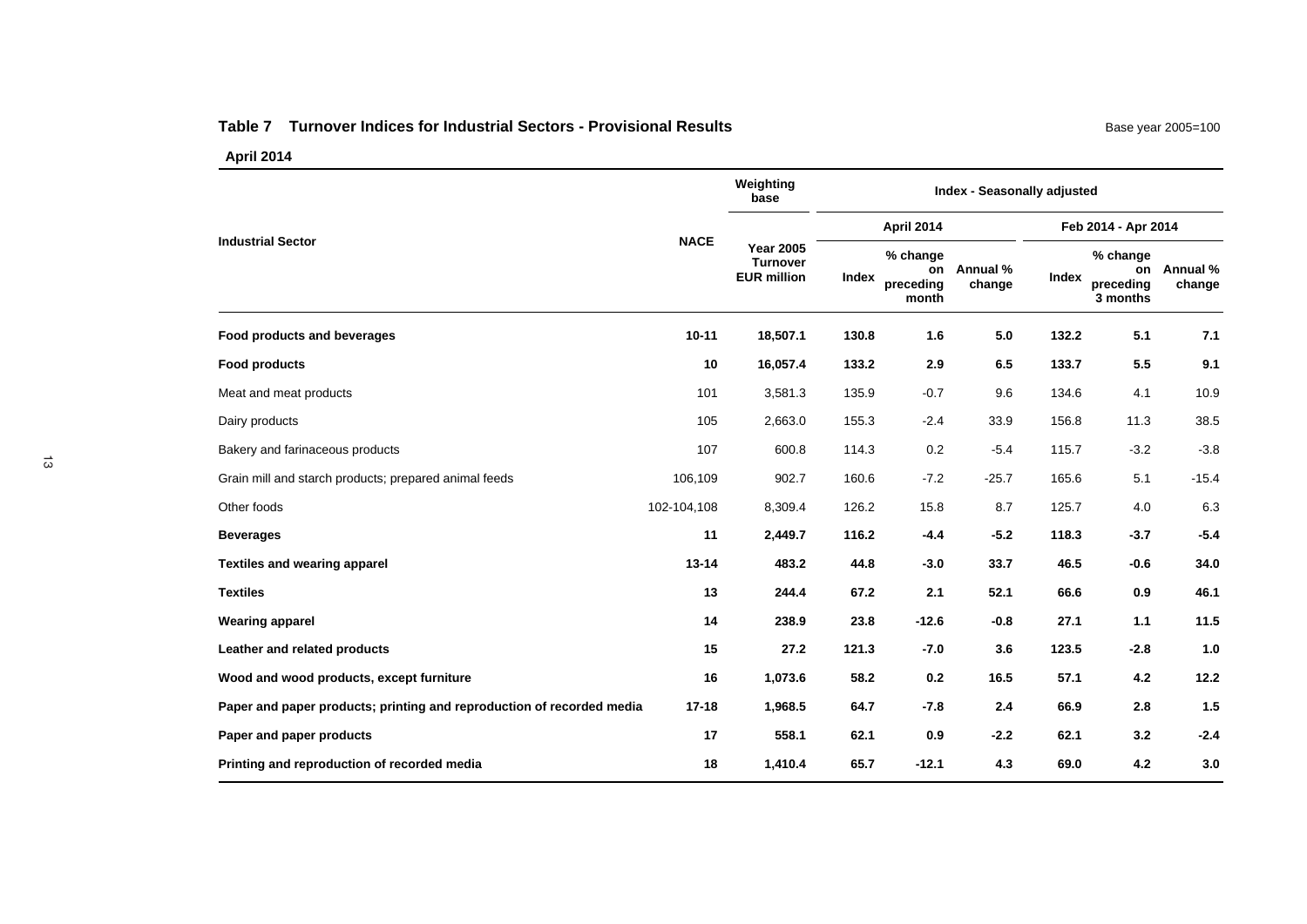**Table 7 Turnover Indices for Industrial Sectors - Provisional Results**

Base year 2005=100

**April 2014**

| Industrial Sector | NACE | Weighting base | Index - Seasonally adjusted | | | | | |
|---|---|---|---|---|---|---|---|---|
| | | | April 2014 | | | Feb 2014 - Apr 2014 | | |
| | | Year 2005 Turnover EUR million | Index | % change on preceding month | Annual % change | Index | % change on preceding 3 months | Annual % change |
| **Food products and beverages** | **10-11** | **18,507.1** | **130.8** | **1.6** | **5.0** | **132.2** | **5.1** | **7.1** |
| **Food products** | **10** | **16,057.4** | **133.2** | **2.9** | **6.5** | **133.7** | **5.5** | **9.1** |
| Meat and meat products | 101 | 3,581.3 | 135.9 | -0.7 | 9.6 | 134.6 | 4.1 | 10.9 |
| Dairy products | 105 | 2,663.0 | 155.3 | -2.4 | 33.9 | 156.8 | 11.3 | 38.5 |
| Bakery and farinaceous products | 107 | 600.8 | 114.3 | 0.2 | -5.4 | 115.7 | -3.2 | -3.8 |
| Grain mill and starch products; prepared animal feeds | 106,109 | 902.7 | 160.6 | -7.2 | -25.7 | 165.6 | 5.1 | -15.4 |
| Other foods | 102-104,108 | 8,309.4 | 126.2 | 15.8 | 8.7 | 125.7 | 4.0 | 6.3 |
| **Beverages** | **11** | **2,449.7** | **116.2** | **-4.4** | **-5.2** | **118.3** | **-3.7** | **-5.4** |
| **Textiles and wearing apparel** | **13-14** | **483.2** | **44.8** | **-3.0** | **33.7** | **46.5** | **-0.6** | **34.0** |
| **Textiles** | **13** | **244.4** | **67.2** | **2.1** | **52.1** | **66.6** | **0.9** | **46.1** |
| **Wearing apparel** | **14** | **238.9** | **23.8** | **-12.6** | **-0.8** | **27.1** | **1.1** | **11.5** |
| **Leather and related products** | **15** | **27.2** | **121.3** | **-7.0** | **3.6** | **123.5** | **-2.8** | **1.0** |
| **Wood and wood products, except furniture** | **16** | **1,073.6** | **58.2** | **0.2** | **16.5** | **57.1** | **4.2** | **12.2** |
| **Paper and paper products; printing and reproduction of recorded media** | **17-18** | **1,968.5** | **64.7** | **-7.8** | **2.4** | **66.9** | **2.8** | **1.5** |
| **Paper and paper products** | **17** | **558.1** | **62.1** | **0.9** | **-2.2** | **62.1** | **3.2** | **-2.4** |
| **Printing and reproduction of recorded media** | **18** | **1,410.4** | **65.7** | **-12.1** | **4.3** | **69.0** | **4.2** | **3.0** |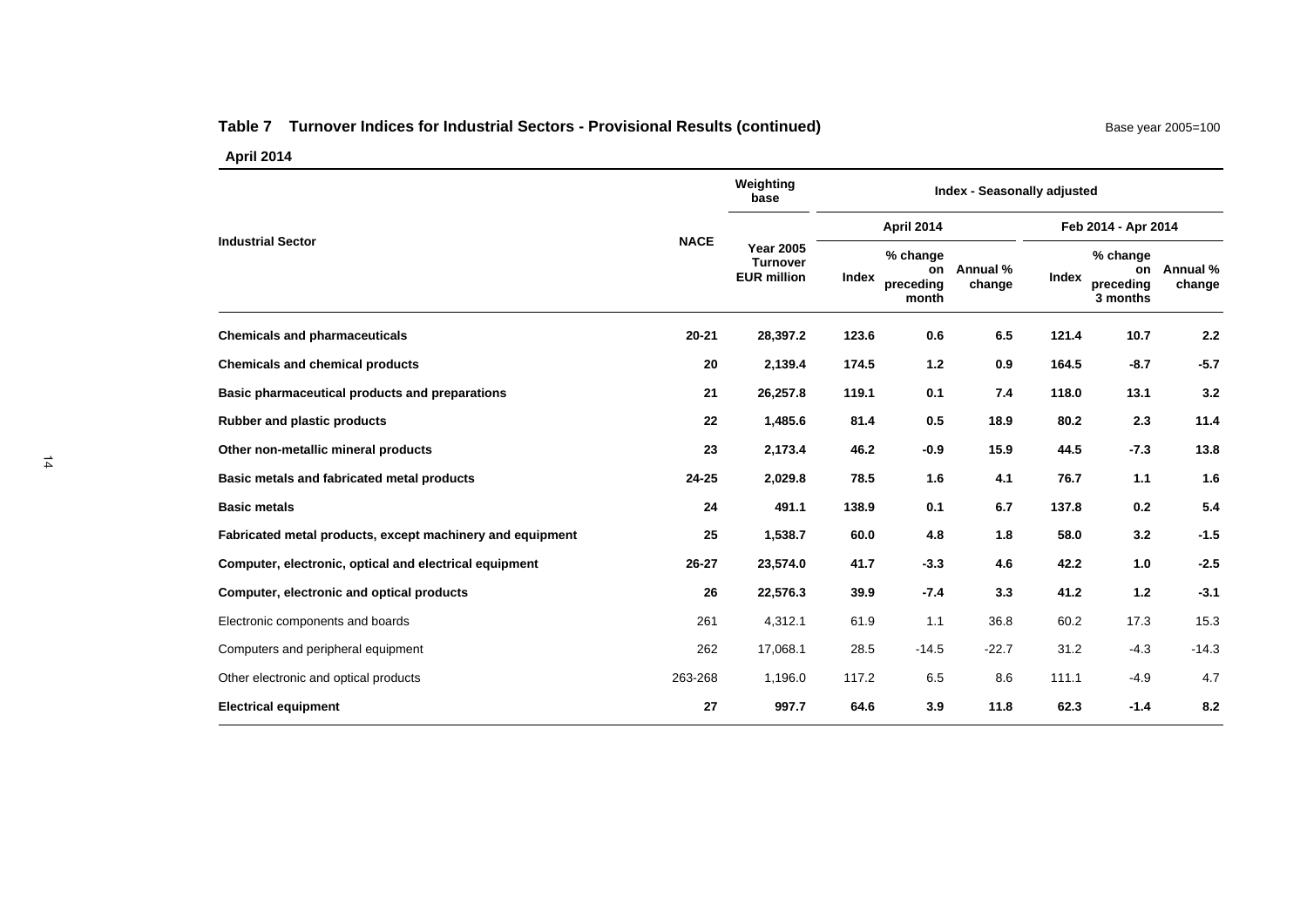**Table 7 Turnover Indices for Industrial Sectors - Provisional Results (continued)**

Base year 2005=100

**April 2014**

| Industrial Sector | NACE | Weighting base | Index - Seasonally adjusted | | | | | |
|---|---|---|---|---|---|---|---|---|
| | | | April 2014 | | | Feb 2014 - Apr 2014 | | |
| | | Year 2005 Turnover EUR million | Index | % change on preceding month | Annual % change | Index | % change on preceding 3 months | Annual % change |
| **Chemicals and pharmaceuticals** | **20-21** | **28,397.2** | **123.6** | **0.6** | **6.5** | **121.4** | **10.7** | **2.2** |
| **Chemicals and chemical products** | **20** | **2,139.4** | **174.5** | **1.2** | **0.9** | **164.5** | **-8.7** | **-5.7** |
| **Basic pharmaceutical products and preparations** | **21** | **26,257.8** | **119.1** | **0.1** | **7.4** | **118.0** | **13.1** | **3.2** |
| **Rubber and plastic products** | **22** | **1,485.6** | **81.4** | **0.5** | **18.9** | **80.2** | **2.3** | **11.4** |
| **Other non-metallic mineral products** | **23** | **2,173.4** | **46.2** | **-0.9** | **15.9** | **44.5** | **-7.3** | **13.8** |
| **Basic metals and fabricated metal products** | **24-25** | **2,029.8** | **78.5** | **1.6** | **4.1** | **76.7** | **1.1** | **1.6** |
| **Basic metals** | **24** | **491.1** | **138.9** | **0.1** | **6.7** | **137.8** | **0.2** | **5.4** |
| **Fabricated metal products, except machinery and equipment** | **25** | **1,538.7** | **60.0** | **4.8** | **1.8** | **58.0** | **3.2** | **-1.5** |
| **Computer, electronic, optical and electrical equipment** | **26-27** | **23,574.0** | **41.7** | **-3.3** | **4.6** | **42.2** | **1.0** | **-2.5** |
| **Computer, electronic and optical products** | **26** | **22,576.3** | **39.9** | **-7.4** | **3.3** | **41.2** | **1.2** | **-3.1** |
| Electronic components and boards | 261 | 4,312.1 | 61.9 | 1.1 | 36.8 | 60.2 | 17.3 | 15.3 |
| Computers and peripheral equipment | 262 | 17,068.1 | 28.5 | -14.5 | -22.7 | 31.2 | -4.3 | -14.3 |
| Other electronic and optical products | 263-268 | 1,196.0 | 117.2 | 6.5 | 8.6 | 111.1 | -4.9 | 4.7 |
| **Electrical equipment** | **27** | **997.7** | **64.6** | **3.9** | **11.8** | **62.3** | **-1.4** | **8.2** |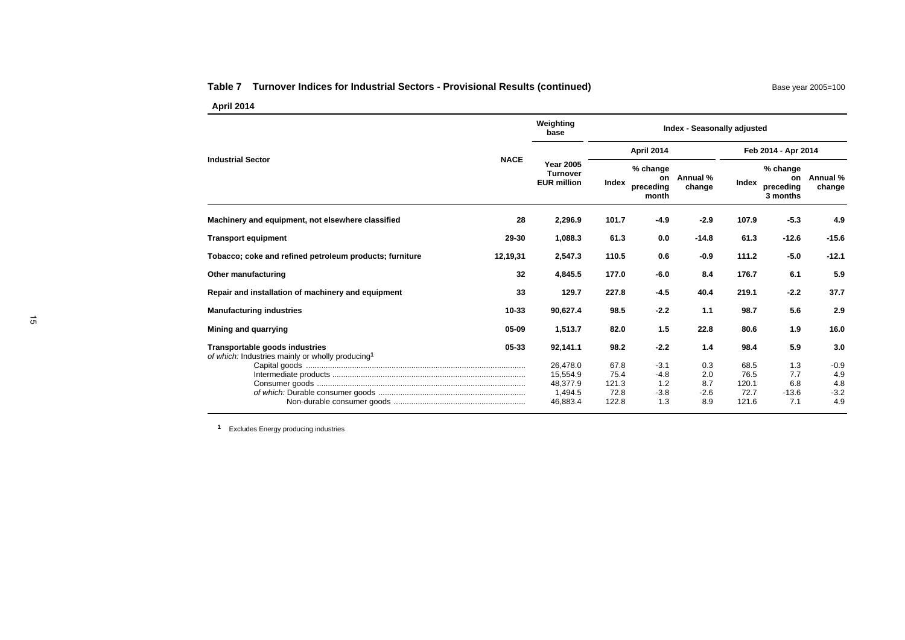### Table 7 Turnover Indices for Industrial Sectors - Provisional Results (continued)

Base year 2005=100

**April 2014**

| Industrial Sector | NACE | Weighting base | Index - Seasonally adjusted | | | | | |
|---|---|---|---|---|---|---|---|---|
| | | | April 2014 | | | Feb 2014 - Apr 2014 | | |
| | | Year 2005 Turnover EUR million | Index | % change on preceding month | Annual % change | Index | % change on preceding 3 months | Annual % change |
| **Machinery and equipment, not elsewhere classified** | **28** | **2,296.9** | **101.7** | **-4.9** | **-2.9** | **107.9** | **-5.3** | **4.9** |
| **Transport equipment** | **29-30** | **1,088.3** | **61.3** | **0.0** | **-14.8** | **61.3** | **-12.6** | **-15.6** |
| **Tobacco; coke and refined petroleum products; furniture** | **12,19,31** | **2,547.3** | **110.5** | **0.6** | **-0.9** | **111.2** | **-5.0** | **-12.1** |
| **Other manufacturing** | **32** | **4,845.5** | **177.0** | **-6.0** | **8.4** | **176.7** | **6.1** | **5.9** |
| **Repair and installation of machinery and equipment** | **33** | **129.7** | **227.8** | **-4.5** | **40.4** | **219.1** | **-2.2** | **37.7** |
| **Manufacturing industries** | **10-33** | **90,627.4** | **98.5** | **-2.2** | **1.1** | **98.7** | **5.6** | **2.9** |
| **Mining and quarrying** | **05-09** | **1,513.7** | **82.0** | **1.5** | **22.8** | **80.6** | **1.9** | **16.0** |
| **Transportable goods industries** | **05-33** | **92,141.1** | **98.2** | **-2.2** | **1.4** | **98.4** | **5.9** | **3.0** |
| *of which:* Industries mainly or wholly producing[1] | | | | | | | | |
| Capital goods | | 26,478.0 | 67.8 | -3.1 | 0.3 | 68.5 | 1.3 | -0.9 |
| Intermediate products | | 15,554.9 | 75.4 | -4.8 | 2.0 | 76.5 | 7.7 | 4.9 |
| Consumer goods | | 48,377.9 | 121.3 | 1.2 | 8.7 | 120.1 | 6.8 | 4.8 |
| *of which:* Durable consumer goods | | 1,494.5 | 72.8 | -3.8 | -2.6 | 72.7 | -13.6 | -3.2 |
| Non-durable consumer goods | | 46,883.4 | 122.8 | 1.3 | 8.9 | 121.6 | 7.1 | 4.9 |

[1] Excludes Energy producing industries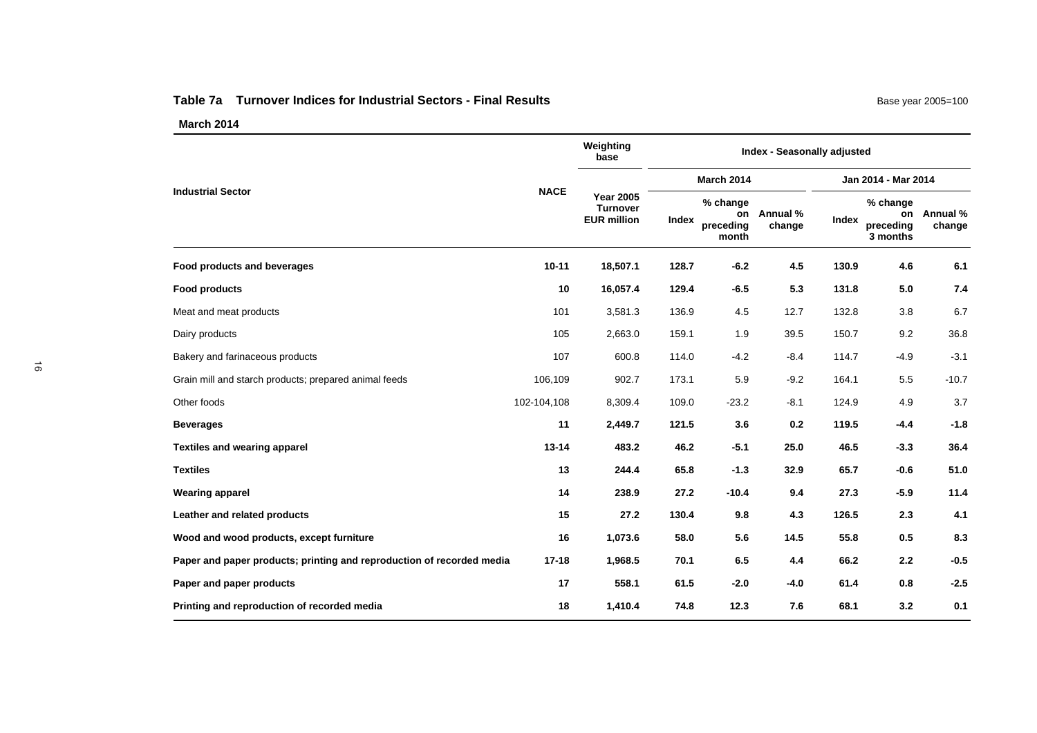## Table 7a Turnover Indices for Industrial Sectors - Final Results

Base year 2005=100

**March 2014**

| Industrial Sector | NACE | Weighting base | Index - Seasonally adjusted | | | | | |
|---|---|---|---|---|---|---|---|---|
| | | | March 2014 | | | Jan 2014 - Mar 2014 | | |
| | | Year 2005 Turnover EUR million | Index | % change on preceding month | Annual % change | Index | % change on preceding 3 months | Annual % change |
| **Food products and beverages** | **10-11** | **18,507.1** | **128.7** | **-6.2** | **4.5** | **130.9** | **4.6** | **6.1** |
| **Food products** | **10** | **16,057.4** | **129.4** | **-6.5** | **5.3** | **131.8** | **5.0** | **7.4** |
| Meat and meat products | 101 | 3,581.3 | 136.9 | 4.5 | 12.7 | 132.8 | 3.8 | 6.7 |
| Dairy products | 105 | 2,663.0 | 159.1 | 1.9 | 39.5 | 150.7 | 9.2 | 36.8 |
| Bakery and farinaceous products | 107 | 600.8 | 114.0 | -4.2 | -8.4 | 114.7 | -4.9 | -3.1 |
| Grain mill and starch products; prepared animal feeds | 106,109 | 902.7 | 173.1 | 5.9 | -9.2 | 164.1 | 5.5 | -10.7 |
| Other foods | 102-104,108 | 8,309.4 | 109.0 | -23.2 | -8.1 | 124.9 | 4.9 | 3.7 |
| **Beverages** | **11** | **2,449.7** | **121.5** | **3.6** | **0.2** | **119.5** | **-4.4** | **-1.8** |
| **Textiles and wearing apparel** | **13-14** | **483.2** | **46.2** | **-5.1** | **25.0** | **46.5** | **-3.3** | **36.4** |
| **Textiles** | **13** | **244.4** | **65.8** | **-1.3** | **32.9** | **65.7** | **-0.6** | **51.0** |
| **Wearing apparel** | **14** | **238.9** | **27.2** | **-10.4** | **9.4** | **27.3** | **-5.9** | **11.4** |
| **Leather and related products** | **15** | **27.2** | **130.4** | **9.8** | **4.3** | **126.5** | **2.3** | **4.1** |
| **Wood and wood products, except furniture** | **16** | **1,073.6** | **58.0** | **5.6** | **14.5** | **55.8** | **0.5** | **8.3** |
| **Paper and paper products; printing and reproduction of recorded media** | **17-18** | **1,968.5** | **70.1** | **6.5** | **4.4** | **66.2** | **2.2** | **-0.5** |
| **Paper and paper products** | **17** | **558.1** | **61.5** | **-2.0** | **-4.0** | **61.4** | **0.8** | **-2.5** |
| **Printing and reproduction of recorded media** | **18** | **1,410.4** | **74.8** | **12.3** | **7.6** | **68.1** | **3.2** | **0.1** |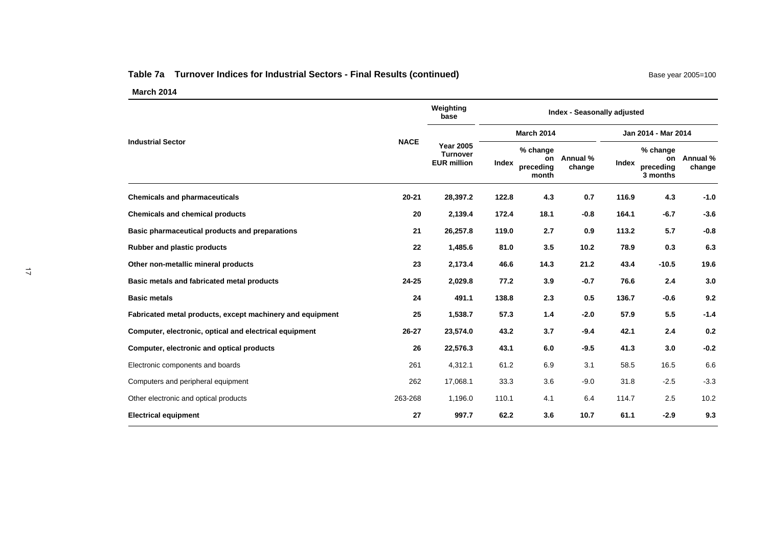## Table 7a Turnover Indices for Industrial Sectors - Final Results (continued)

Base year 2005=100

**March 2014**

| Industrial Sector | NACE | Weighting base | Index - Seasonally adjusted | | | | | |
|---|---|---|---|---|---|---|---|---|
| | | | March 2014 | | | Jan 2014 - Mar 2014 | | |
| | | Year 2005 Turnover EUR million | Index | % change on preceding month | Annual % change | Index | % change on preceding 3 months | Annual % change |
| **Chemicals and pharmaceuticals** | **20-21** | **28,397.2** | **122.8** | **4.3** | **0.7** | **116.9** | **4.3** | **-1.0** |
| **Chemicals and chemical products** | **20** | **2,139.4** | **172.4** | **18.1** | **-0.8** | **164.1** | **-6.7** | **-3.6** |
| **Basic pharmaceutical products and preparations** | **21** | **26,257.8** | **119.0** | **2.7** | **0.9** | **113.2** | **5.7** | **-0.8** |
| **Rubber and plastic products** | **22** | **1,485.6** | **81.0** | **3.5** | **10.2** | **78.9** | **0.3** | **6.3** |
| **Other non-metallic mineral products** | **23** | **2,173.4** | **46.6** | **14.3** | **21.2** | **43.4** | **-10.5** | **19.6** |
| **Basic metals and fabricated metal products** | **24-25** | **2,029.8** | **77.2** | **3.9** | **-0.7** | **76.6** | **2.4** | **3.0** |
| **Basic metals** | **24** | **491.1** | **138.8** | **2.3** | **0.5** | **136.7** | **-0.6** | **9.2** |
| **Fabricated metal products, except machinery and equipment** | **25** | **1,538.7** | **57.3** | **1.4** | **-2.0** | **57.9** | **5.5** | **-1.4** |
| **Computer, electronic, optical and electrical equipment** | **26-27** | **23,574.0** | **43.2** | **3.7** | **-9.4** | **42.1** | **2.4** | **0.2** |
| **Computer, electronic and optical products** | **26** | **22,576.3** | **43.1** | **6.0** | **-9.5** | **41.3** | **3.0** | **-0.2** |
| Electronic components and boards | 261 | 4,312.1 | 61.2 | 6.9 | 3.1 | 58.5 | 16.5 | 6.6 |
| Computers and peripheral equipment | 262 | 17,068.1 | 33.3 | 3.6 | -9.0 | 31.8 | -2.5 | -3.3 |
| Other electronic and optical products | 263-268 | 1,196.0 | 110.1 | 4.1 | 6.4 | 114.7 | 2.5 | 10.2 |
| **Electrical equipment** | **27** | **997.7** | **62.2** | **3.6** | **10.7** | **61.1** | **-2.9** | **9.3** |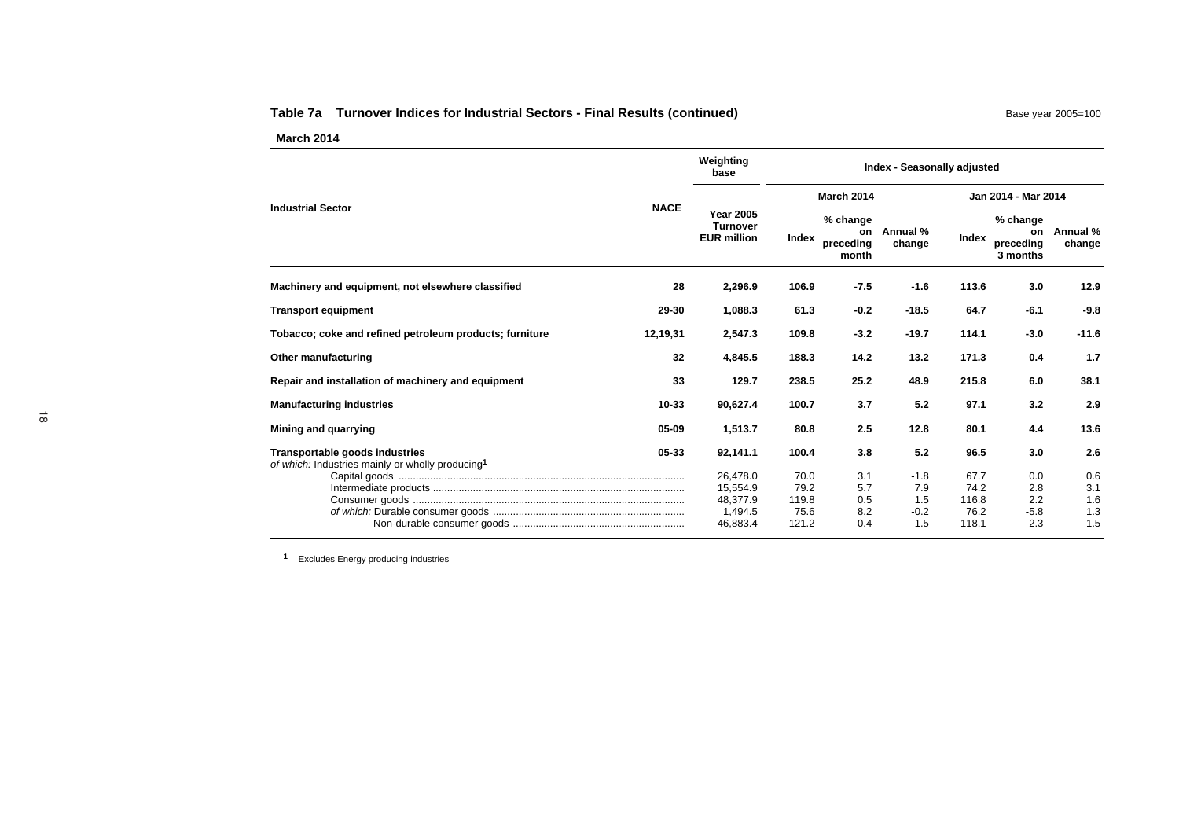## Table 7a Turnover Indices for Industrial Sectors - Final Results (continued)

Base year 2005=100

**March 2014**

| Industrial Sector | NACE | Weighting base | Index - Seasonally adjusted | | | | | |
|---|---|---|---|---|---|---|---|---|
| | | | March 2014 | | | Jan 2014 - Mar 2014 | | |
| | | Year 2005 Turnover EUR million | Index | % change on preceding month | Annual % change | Index | % change on preceding 3 months | Annual % change |
| **Machinery and equipment, not elsewhere classified** | **28** | **2,296.9** | **106.9** | **-7.5** | **-1.6** | **113.6** | **3.0** | **12.9** |
| **Transport equipment** | **29-30** | **1,088.3** | **61.3** | **-0.2** | **-18.5** | **64.7** | **-6.1** | **-9.8** |
| **Tobacco; coke and refined petroleum products; furniture** | **12,19,31** | **2,547.3** | **109.8** | **-3.2** | **-19.7** | **114.1** | **-3.0** | **-11.6** |
| **Other manufacturing** | **32** | **4,845.5** | **188.3** | **14.2** | **13.2** | **171.3** | **0.4** | **1.7** |
| **Repair and installation of machinery and equipment** | **33** | **129.7** | **238.5** | **25.2** | **48.9** | **215.8** | **6.0** | **38.1** |
| **Manufacturing industries** | **10-33** | **90,627.4** | **100.7** | **3.7** | **5.2** | **97.1** | **3.2** | **2.9** |
| **Mining and quarrying** | **05-09** | **1,513.7** | **80.8** | **2.5** | **12.8** | **80.1** | **4.4** | **13.6** |
| **Transportable goods industries** | **05-33** | **92,141.1** | **100.4** | **3.8** | **5.2** | **96.5** | **3.0** | **2.6** |
| *of which:* Industries mainly or wholly producing[1] | | | | | | | | |
| Capital goods | | 26,478.0 | 70.0 | 3.1 | -1.8 | 67.7 | 0.0 | 0.6 |
| Intermediate products | | 15,554.9 | 79.2 | 5.7 | 7.9 | 74.2 | 2.8 | 3.1 |
| Consumer goods | | 48,377.9 | 119.8 | 0.5 | 1.5 | 116.8 | 2.2 | 1.6 |
| *of which:* Durable consumer goods | | 1,494.5 | 75.6 | 8.2 | -0.2 | 76.2 | -5.8 | 1.3 |
| Non-durable consumer goods | | 46,883.4 | 121.2 | 0.4 | 1.5 | 118.1 | 2.3 | 1.5 |

[1] Excludes Energy producing industries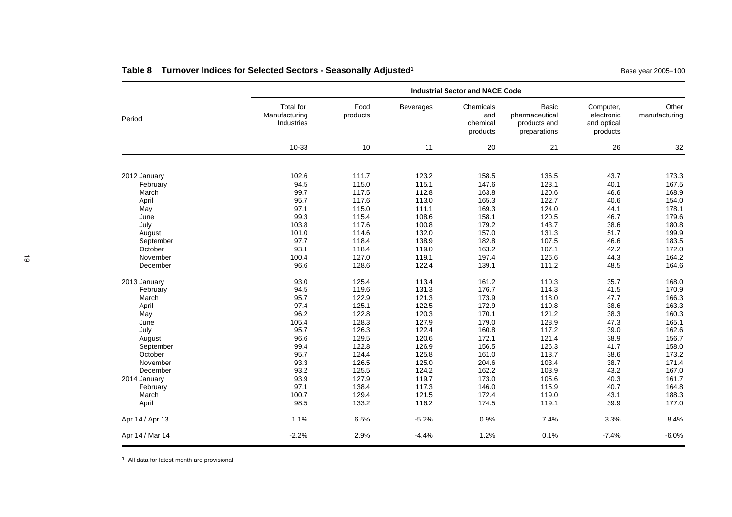## Table 8 Turnover Indices for Selected Sectors - Seasonally Adjusted[1]

Base year 2005=100

| Period | Industrial Sector and NACE Code | | | | | | |
|---|---|---|---|---|---|---|---|
| | Total for Manufacturing Industries | Food products | Beverages | Chemicals and chemical products | Basic pharmaceutical products and preparations | Computer, electronic and optical products | Other manufacturing |
| | 10-33 | 10 | 11 | 20 | 21 | 26 | 32 |
| 2012 January | 102.6 | 111.7 | 123.2 | 158.5 | 136.5 | 43.7 | 173.3 |
| February | 94.5 | 115.0 | 115.1 | 147.6 | 123.1 | 40.1 | 167.5 |
| March | 99.7 | 117.5 | 112.8 | 163.8 | 120.6 | 46.6 | 168.9 |
| April | 95.7 | 117.6 | 113.0 | 165.3 | 122.7 | 40.6 | 154.0 |
| May | 97.1 | 115.0 | 111.1 | 169.3 | 124.0 | 44.1 | 178.1 |
| June | 99.3 | 115.4 | 108.6 | 158.1 | 120.5 | 46.7 | 179.6 |
| July | 103.8 | 117.6 | 100.8 | 179.2 | 143.7 | 38.6 | 180.8 |
| August | 101.0 | 114.6 | 132.0 | 157.0 | 131.3 | 51.7 | 199.9 |
| September | 97.7 | 118.4 | 138.9 | 182.8 | 107.5 | 46.6 | 183.5 |
| October | 93.1 | 118.4 | 119.0 | 163.2 | 107.1 | 42.2 | 172.0 |
| November | 100.4 | 127.0 | 119.1 | 197.4 | 126.6 | 44.3 | 164.2 |
| December | 96.6 | 128.6 | 122.4 | 139.1 | 111.2 | 48.5 | 164.6 |
| 2013 January | 93.0 | 125.4 | 113.4 | 161.2 | 110.3 | 35.7 | 168.0 |
| February | 94.5 | 119.6 | 131.3 | 176.7 | 114.3 | 41.5 | 170.9 |
| March | 95.7 | 122.9 | 121.3 | 173.9 | 118.0 | 47.7 | 166.3 |
| April | 97.4 | 125.1 | 122.5 | 172.9 | 110.8 | 38.6 | 163.3 |
| May | 96.2 | 122.8 | 120.3 | 170.1 | 121.2 | 38.3 | 160.3 |
| June | 105.4 | 128.3 | 127.9 | 179.0 | 128.9 | 47.3 | 165.1 |
| July | 95.7 | 126.3 | 122.4 | 160.8 | 117.2 | 39.0 | 162.6 |
| August | 96.6 | 129.5 | 120.6 | 172.1 | 121.4 | 38.9 | 156.7 |
| September | 99.4 | 122.8 | 126.9 | 156.5 | 126.3 | 41.7 | 158.0 |
| October | 95.7 | 124.4 | 125.8 | 161.0 | 113.7 | 38.6 | 173.2 |
| November | 93.3 | 126.5 | 125.0 | 204.6 | 103.4 | 38.7 | 171.4 |
| December | 93.2 | 125.5 | 124.2 | 162.2 | 103.9 | 43.2 | 167.0 |
| 2014 January | 93.9 | 127.9 | 119.7 | 173.0 | 105.6 | 40.3 | 161.7 |
| February | 97.1 | 138.4 | 117.3 | 146.0 | 115.9 | 40.7 | 164.8 |
| March | 100.7 | 129.4 | 121.5 | 172.4 | 119.0 | 43.1 | 188.3 |
| April | 98.5 | 133.2 | 116.2 | 174.5 | 119.1 | 39.9 | 177.0 |
| Apr 14 / Apr 13 | 1.1% | 6.5% | -5.2% | 0.9% | 7.4% | 3.3% | 8.4% |
| Apr 14 / Mar 14 | -2.2% | 2.9% | -4.4% | 1.2% | 0.1% | -7.4% | -6.0% |

[1] All data for latest month are provisional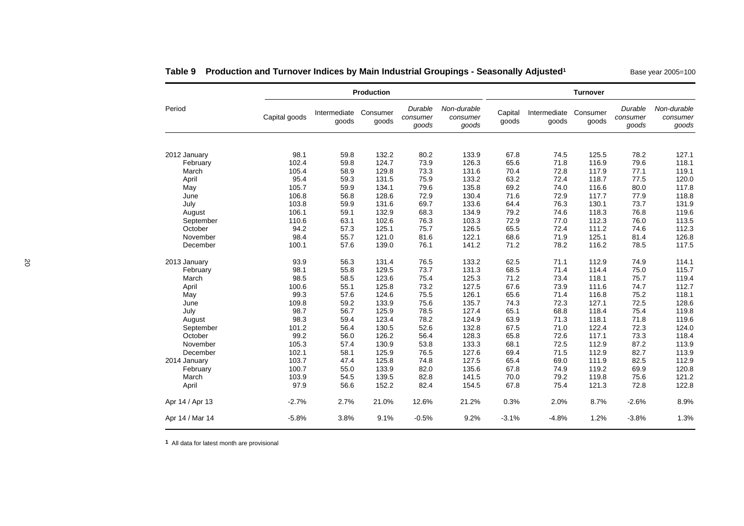## Table 9 Production and Turnover Indices by Main Industrial Groupings - Seasonally Adjusted[1]

Base year 2005=100

| Period | Production | | | | | Turnover | | | | |
|---|---|---|---|---|---|---|---|---|---|---|
| | Capital goods | Intermediate goods | Consumer goods | *Durable consumer goods* | *Non-durable consumer goods* | Capital goods | Intermediate goods | Consumer goods | *Durable consumer goods* | *Non-durable consumer goods* |
| 2012 January | 98.1 | 59.8 | 132.2 | 80.2 | 133.9 | 67.8 | 74.5 | 125.5 | 78.2 | 127.1 |
| February | 102.4 | 59.8 | 124.7 | 73.9 | 126.3 | 65.6 | 71.8 | 116.9 | 79.6 | 118.1 |
| March | 105.4 | 58.9 | 129.8 | 73.3 | 131.6 | 70.4 | 72.8 | 117.9 | 77.1 | 119.1 |
| April | 95.4 | 59.3 | 131.5 | 75.9 | 133.2 | 63.2 | 72.4 | 118.7 | 77.5 | 120.0 |
| May | 105.7 | 59.9 | 134.1 | 79.6 | 135.8 | 69.2 | 74.0 | 116.6 | 80.0 | 117.8 |
| June | 106.8 | 56.8 | 128.6 | 72.9 | 130.4 | 71.6 | 72.9 | 117.7 | 77.9 | 118.8 |
| July | 103.8 | 59.9 | 131.6 | 69.7 | 133.6 | 64.4 | 76.3 | 130.1 | 73.7 | 131.9 |
| August | 106.1 | 59.1 | 132.9 | 68.3 | 134.9 | 79.2 | 74.6 | 118.3 | 76.8 | 119.6 |
| September | 110.6 | 63.1 | 102.6 | 76.3 | 103.3 | 72.9 | 77.0 | 112.3 | 76.0 | 113.5 |
| October | 94.2 | 57.3 | 125.1 | 75.7 | 126.5 | 65.5 | 72.4 | 111.2 | 74.6 | 112.3 |
| November | 98.4 | 55.7 | 121.0 | 81.6 | 122.1 | 68.6 | 71.9 | 125.1 | 81.4 | 126.8 |
| December | 100.1 | 57.6 | 139.0 | 76.1 | 141.2 | 71.2 | 78.2 | 116.2 | 78.5 | 117.5 |
| 2013 January | 93.9 | 56.3 | 131.4 | 76.5 | 133.2 | 62.5 | 71.1 | 112.9 | 74.9 | 114.1 |
| February | 98.1 | 55.8 | 129.5 | 73.7 | 131.3 | 68.5 | 71.4 | 114.4 | 75.0 | 115.7 |
| March | 98.5 | 58.5 | 123.6 | 75.4 | 125.3 | 71.2 | 73.4 | 118.1 | 75.7 | 119.4 |
| April | 100.6 | 55.1 | 125.8 | 73.2 | 127.5 | 67.6 | 73.9 | 111.6 | 74.7 | 112.7 |
| May | 99.3 | 57.6 | 124.6 | 75.5 | 126.1 | 65.6 | 71.4 | 116.8 | 75.2 | 118.1 |
| June | 109.8 | 59.2 | 133.9 | 75.6 | 135.7 | 74.3 | 72.3 | 127.1 | 72.5 | 128.6 |
| July | 98.7 | 56.7 | 125.9 | 78.5 | 127.4 | 65.1 | 68.8 | 118.4 | 75.4 | 119.8 |
| August | 98.3 | 59.4 | 123.4 | 78.2 | 124.9 | 63.9 | 71.3 | 118.1 | 71.8 | 119.6 |
| September | 101.2 | 56.4 | 130.5 | 52.6 | 132.8 | 67.5 | 71.0 | 122.4 | 72.3 | 124.0 |
| October | 99.2 | 56.0 | 126.2 | 56.4 | 128.3 | 65.8 | 72.6 | 117.1 | 73.3 | 118.4 |
| November | 105.3 | 57.4 | 130.9 | 53.8 | 133.3 | 68.1 | 72.5 | 112.9 | 87.2 | 113.9 |
| December | 102.1 | 58.1 | 125.9 | 76.5 | 127.6 | 69.4 | 71.5 | 112.9 | 82.7 | 113.9 |
| 2014 January | 103.7 | 47.4 | 125.8 | 74.8 | 127.5 | 65.4 | 69.0 | 111.9 | 82.5 | 112.9 |
| February | 100.7 | 55.0 | 133.9 | 82.0 | 135.6 | 67.8 | 74.9 | 119.2 | 69.9 | 120.8 |
| March | 103.9 | 54.5 | 139.5 | 82.8 | 141.5 | 70.0 | 79.2 | 119.8 | 75.6 | 121.2 |
| April | 97.9 | 56.6 | 152.2 | 82.4 | 154.5 | 67.8 | 75.4 | 121.3 | 72.8 | 122.8 |
| Apr 14 / Apr 13 | -2.7% | 2.7% | 21.0% | 12.6% | 21.2% | 0.3% | 2.0% | 8.7% | -2.6% | 8.9% |
| Apr 14 / Mar 14 | -5.8% | 3.8% | 9.1% | -0.5% | 9.2% | -3.1% | -4.8% | 1.2% | -3.8% | 1.3% |

[1] All data for latest month are provisional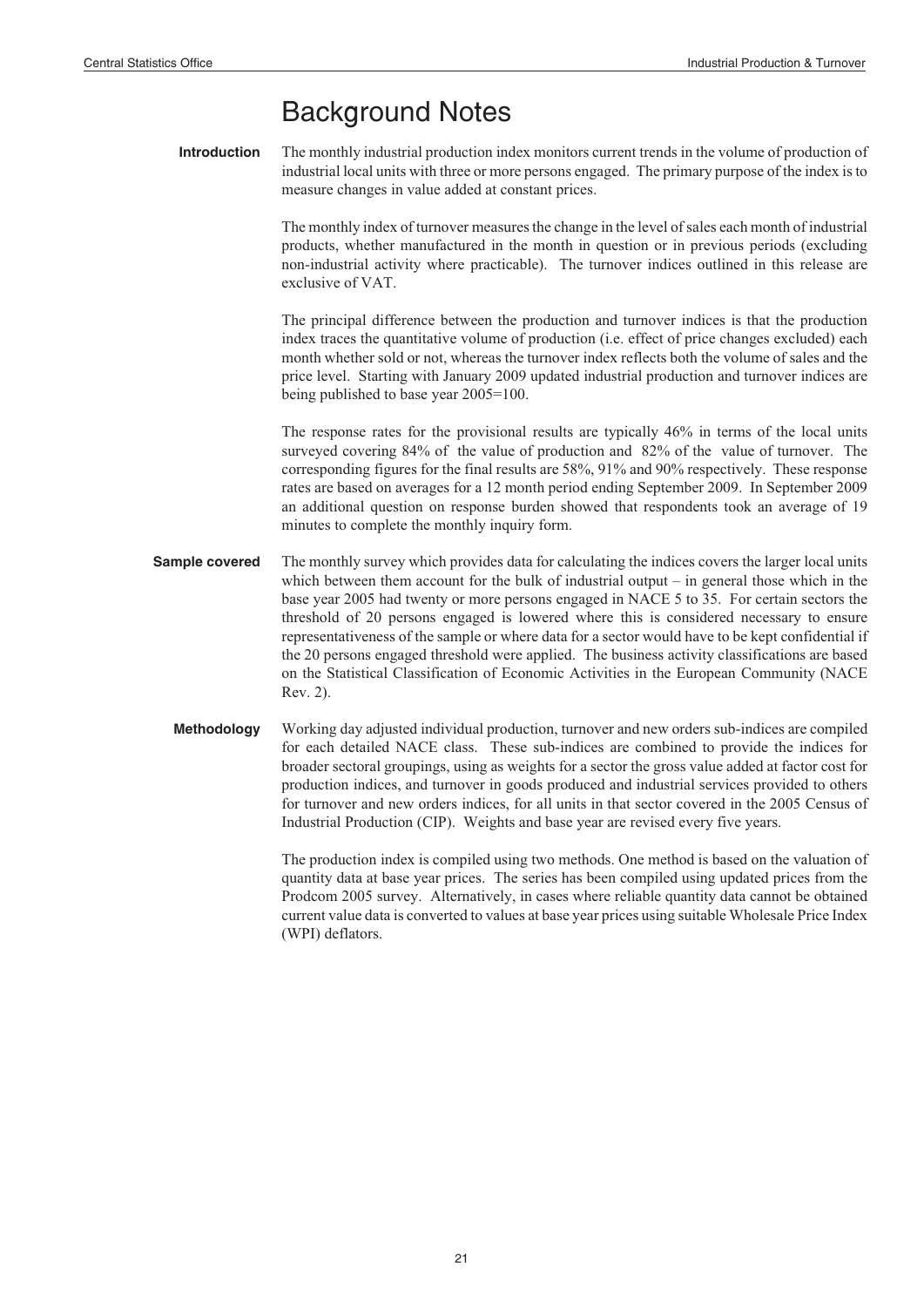# Background Notes

**Introduction**

The monthly industrial production index monitors current trends in the volume of production of industrial local units with three or more persons engaged. The primary purpose of the index is to measure changes in value added at constant prices.

The monthly index of turnover measures the change in the level of sales each month of industrial products, whether manufactured in the month in question or in previous periods (excluding non-industrial activity where practicable). The turnover indices outlined in this release are exclusive of VAT.

The principal difference between the production and turnover indices is that the production index traces the quantitative volume of production (i.e. effect of price changes excluded) each month whether sold or not, whereas the turnover index reflects both the volume of sales and the price level. Starting with January 2009 updated industrial production and turnover indices are being published to base year 2005=100.

The response rates for the provisional results are typically 46% in terms of the local units surveyed covering 84% of the value of production and 82% of the value of turnover. The corresponding figures for the final results are 58%, 91% and 90% respectively. These response rates are based on averages for a 12 month period ending September 2009. In September 2009 an additional question on response burden showed that respondents took an average of 19 minutes to complete the monthly inquiry form.

**Sample covered**

The monthly survey which provides data for calculating the indices covers the larger local units which between them account for the bulk of industrial output – in general those which in the base year 2005 had twenty or more persons engaged in NACE 5 to 35. For certain sectors the threshold of 20 persons engaged is lowered where this is considered necessary to ensure representativeness of the sample or where data for a sector would have to be kept confidential if the 20 persons engaged threshold were applied. The business activity classifications are based on the Statistical Classification of Economic Activities in the European Community (NACE Rev. 2).

**Methodology**

Working day adjusted individual production, turnover and new orders sub-indices are compiled for each detailed NACE class. These sub-indices are combined to provide the indices for broader sectoral groupings, using as weights for a sector the gross value added at factor cost for production indices, and turnover in goods produced and industrial services provided to others for turnover and new orders indices, for all units in that sector covered in the 2005 Census of Industrial Production (CIP). Weights and base year are revised every five years.

The production index is compiled using two methods. One method is based on the valuation of quantity data at base year prices. The series has been compiled using updated prices from the Prodcom 2005 survey. Alternatively, in cases where reliable quantity data cannot be obtained current value data is converted to values at base year prices using suitable Wholesale Price Index (WPI) deflators.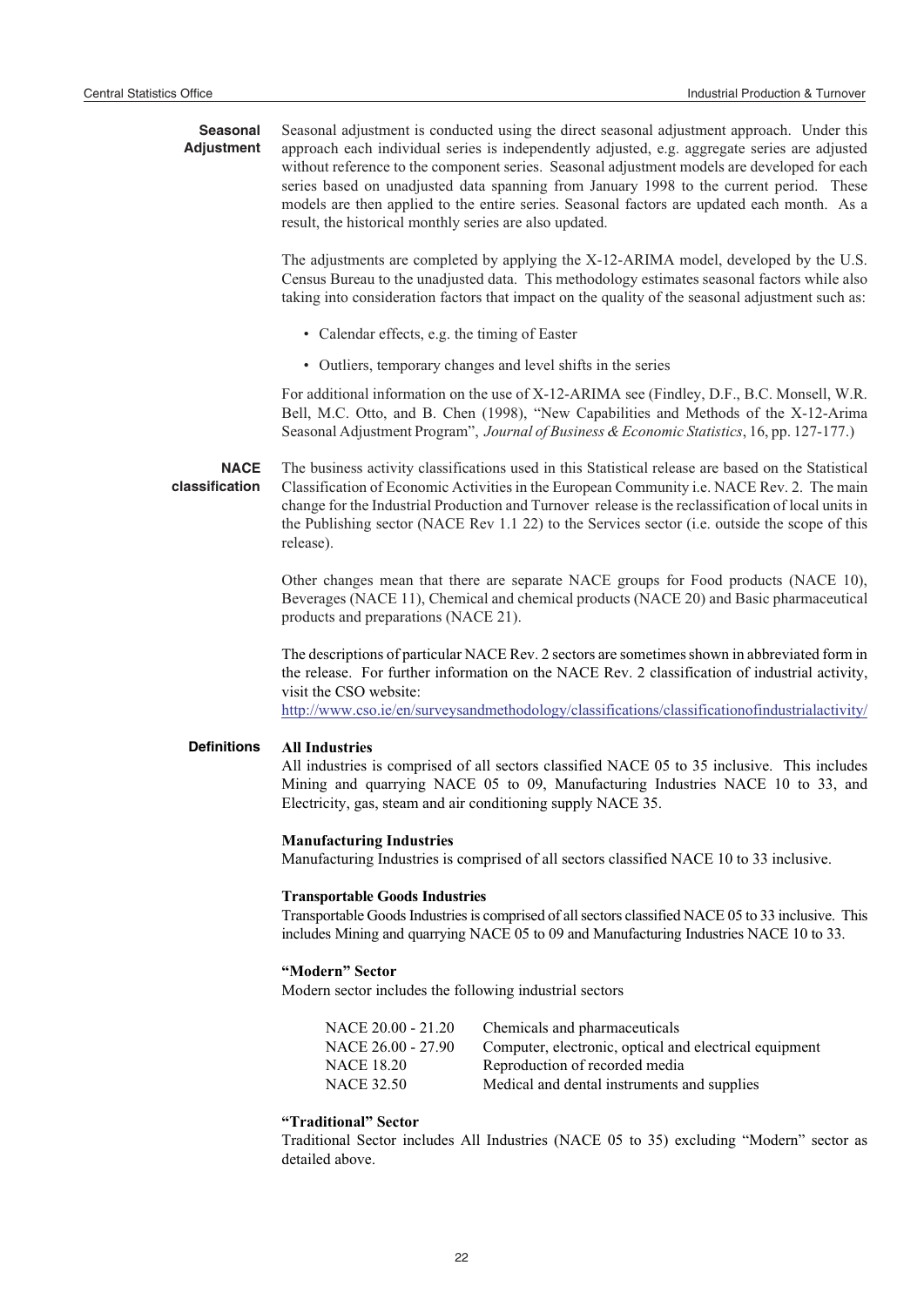## Seasonal Adjustment

Seasonal adjustment is conducted using the direct seasonal adjustment approach. Under this approach each individual series is independently adjusted, e.g. aggregate series are adjusted without reference to the component series. Seasonal adjustment models are developed for each series based on unadjusted data spanning from January 1998 to the current period. These models are then applied to the entire series. Seasonal factors are updated each month. As a result, the historical monthly series are also updated.

The adjustments are completed by applying the X-12-ARIMA model, developed by the U.S. Census Bureau to the unadjusted data. This methodology estimates seasonal factors while also taking into consideration factors that impact on the quality of the seasonal adjustment such as:

- Calendar effects, e.g. the timing of Easter
- Outliers, temporary changes and level shifts in the series

For additional information on the use of X-12-ARIMA see (Findley, D.F., B.C. Monsell, W.R. Bell, M.C. Otto, and B. Chen (1998), "New Capabilities and Methods of the X-12-Arima Seasonal Adjustment Program", *Journal of Business & Economic Statistics*, 16, pp. 127-177.)

## NACE classification

The business activity classifications used in this Statistical release are based on the Statistical Classification of Economic Activities in the European Community i.e. NACE Rev. 2. The main change for the Industrial Production and Turnover release is the reclassification of local units in the Publishing sector (NACE Rev 1.1 22) to the Services sector (i.e. outside the scope of this release).

Other changes mean that there are separate NACE groups for Food products (NACE 10), Beverages (NACE 11), Chemical and chemical products (NACE 20) and Basic pharmaceutical products and preparations (NACE 21).

The descriptions of particular NACE Rev. 2 sectors are sometimes shown in abbreviated form in the release. For further information on the NACE Rev. 2 classification of industrial activity, visit the CSO website:
http://www.cso.ie/en/surveysandmethodology/classifications/classificationofindustrialactivity/

## Definitions

**All Industries**
All industries is comprised of all sectors classified NACE 05 to 35 inclusive. This includes Mining and quarrying NACE 05 to 09, Manufacturing Industries NACE 10 to 33, and Electricity, gas, steam and air conditioning supply NACE 35.

**Manufacturing Industries**
Manufacturing Industries is comprised of all sectors classified NACE 10 to 33 inclusive.

**Transportable Goods Industries**
Transportable Goods Industries is comprised of all sectors classified NACE 05 to 33 inclusive. This includes Mining and quarrying NACE 05 to 09 and Manufacturing Industries NACE 10 to 33.

**"Modern" Sector**
Modern sector includes the following industrial sectors

| | |
|---|---|
| NACE 20.00 - 21.20 | Chemicals and pharmaceuticals |
| NACE 26.00 - 27.90 | Computer, electronic, optical and electrical equipment |
| NACE 18.20 | Reproduction of recorded media |
| NACE 32.50 | Medical and dental instruments and supplies |

**"Traditional" Sector**
Traditional Sector includes All Industries (NACE 05 to 35) excluding "Modern" sector as detailed above.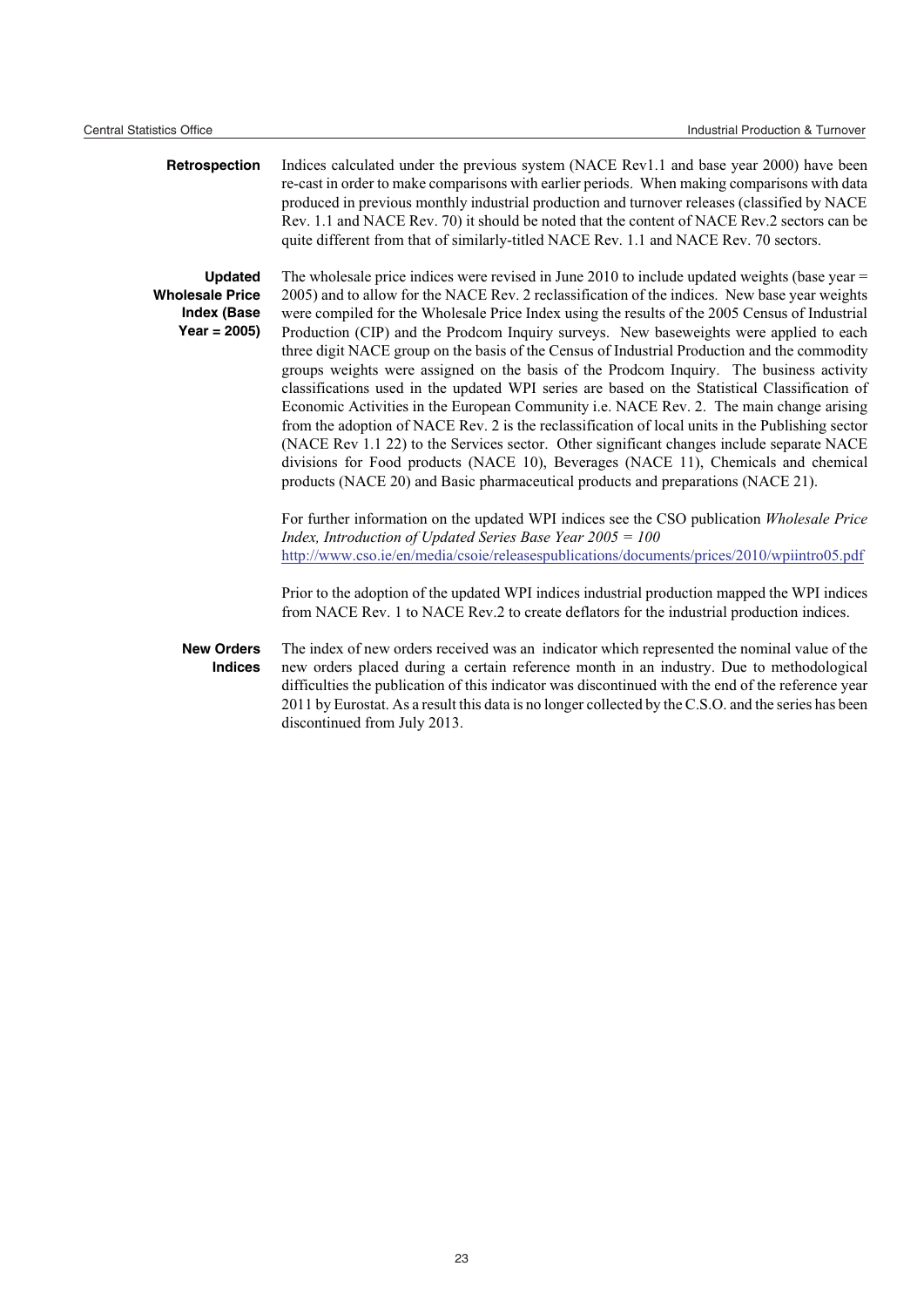**Retrospection**

Indices calculated under the previous system (NACE Rev1.1 and base year 2000) have been re-cast in order to make comparisons with earlier periods. When making comparisons with data produced in previous monthly industrial production and turnover releases (classified by NACE Rev. 1.1 and NACE Rev. 70) it should be noted that the content of NACE Rev.2 sectors can be quite different from that of similarly-titled NACE Rev. 1.1 and NACE Rev. 70 sectors.

**Updated Wholesale Price Index (Base Year = 2005)**

The wholesale price indices were revised in June 2010 to include updated weights (base year = 2005) and to allow for the NACE Rev. 2 reclassification of the indices. New base year weights were compiled for the Wholesale Price Index using the results of the 2005 Census of Industrial Production (CIP) and the Prodcom Inquiry surveys. New baseweights were applied to each three digit NACE group on the basis of the Census of Industrial Production and the commodity groups weights were assigned on the basis of the Prodcom Inquiry. The business activity classifications used in the updated WPI series are based on the Statistical Classification of Economic Activities in the European Community i.e. NACE Rev. 2. The main change arising from the adoption of NACE Rev. 2 is the reclassification of local units in the Publishing sector (NACE Rev 1.1 22) to the Services sector. Other significant changes include separate NACE divisions for Food products (NACE 10), Beverages (NACE 11), Chemicals and chemical products (NACE 20) and Basic pharmaceutical products and preparations (NACE 21).

For further information on the updated WPI indices see the CSO publication *Wholesale Price Index, Introduction of Updated Series Base Year 2005 = 100*
http://www.cso.ie/en/media/csoie/releasespublications/documents/prices/2010/wpiintro05.pdf

Prior to the adoption of the updated WPI indices industrial production mapped the WPI indices from NACE Rev. 1 to NACE Rev.2 to create deflators for the industrial production indices.

**New Orders Indices**

The index of new orders received was an indicator which represented the nominal value of the new orders placed during a certain reference month in an industry. Due to methodological difficulties the publication of this indicator was discontinued with the end of the reference year 2011 by Eurostat. As a result this data is no longer collected by the C.S.O. and the series has been discontinued from July 2013.